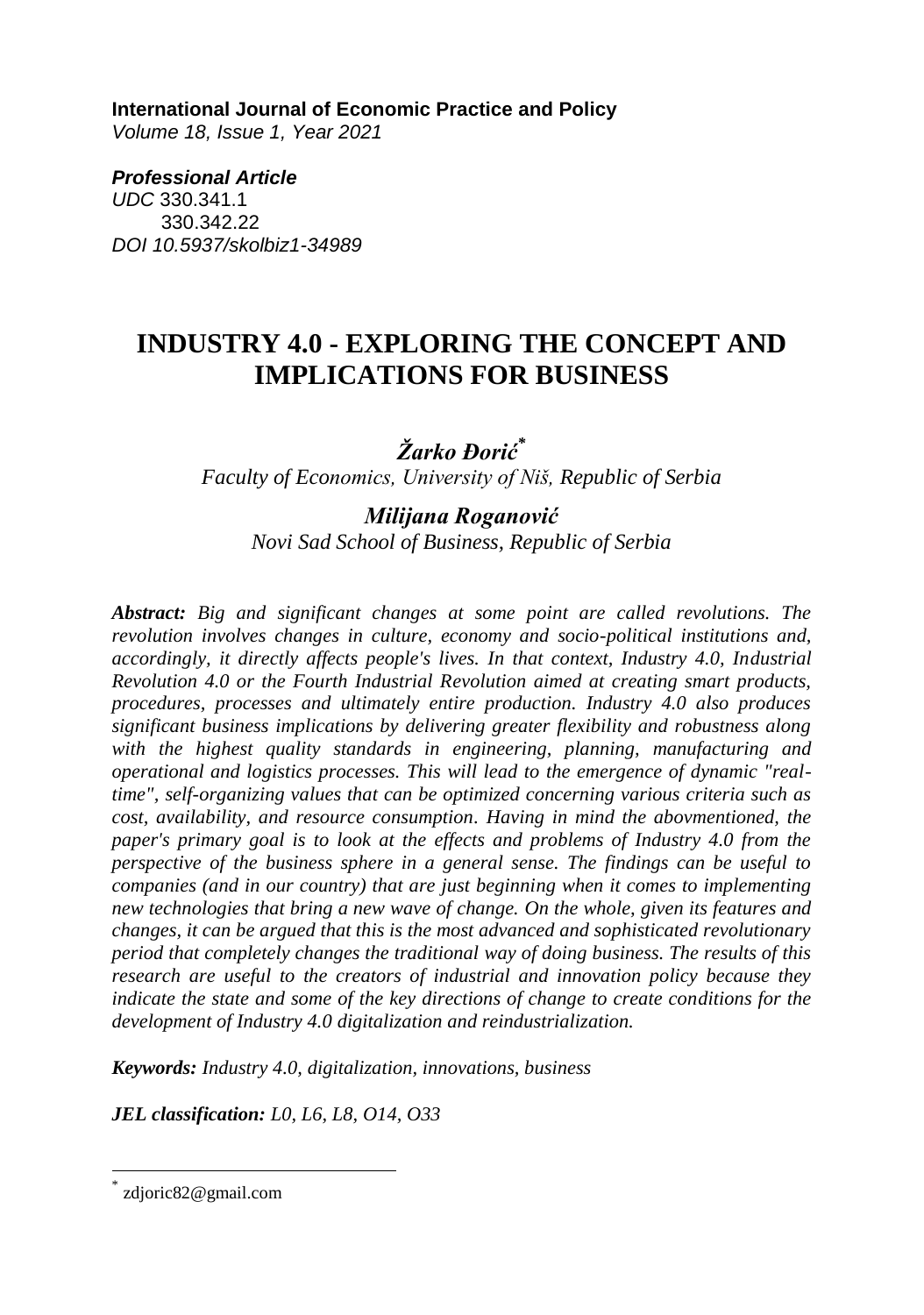**International Journal of Economic Practice and Policy**
*Volume 18, Issue 1, Year 2021*

***Professional Article***
*UDC* 330.341.1
330.342.22
*DOI 10.5937/skolbiz1-34989*

# INDUSTRY 4.0 - EXPLORING THE CONCEPT AND IMPLICATIONS FOR BUSINESS

***Žarko Đorić****
*Faculty of Economics, University of Niš, Republic of Serbia*

***Milijana Roganović***
*Novi Sad School of Business, Republic of Serbia*

***Abstract:*** *Big and significant changes at some point are called revolutions. The revolution involves changes in culture, economy and socio-political institutions and, accordingly, it directly affects people's lives. In that context, Industry 4.0, Industrial Revolution 4.0 or the Fourth Industrial Revolution aimed at creating smart products, procedures, processes and ultimately entire production. Industry 4.0 also produces significant business implications by delivering greater flexibility and robustness along with the highest quality standards in engineering, planning, manufacturing and operational and logistics processes. This will lead to the emergence of dynamic "real-time", self-organizing values that can be optimized concerning various criteria such as cost, availability, and resource consumption. Having in mind the abovmentioned, the paper's primary goal is to look at the effects and problems of Industry 4.0 from the perspective of the business sphere in a general sense. The findings can be useful to companies (and in our country) that are just beginning when it comes to implementing new technologies that bring a new wave of change. On the whole, given its features and changes, it can be argued that this is the most advanced and sophisticated revolutionary period that completely changes the traditional way of doing business. The results of this research are useful to the creators of industrial and innovation policy because they indicate the state and some of the key directions of change to create conditions for the development of Industry 4.0 digitalization and reindustrialization.*

***Keywords:*** *Industry 4.0, digitalization, innovations, business*

***JEL classification:*** *L0, L6, L8, O14, O33*

---

* zdjoric82@gmail.com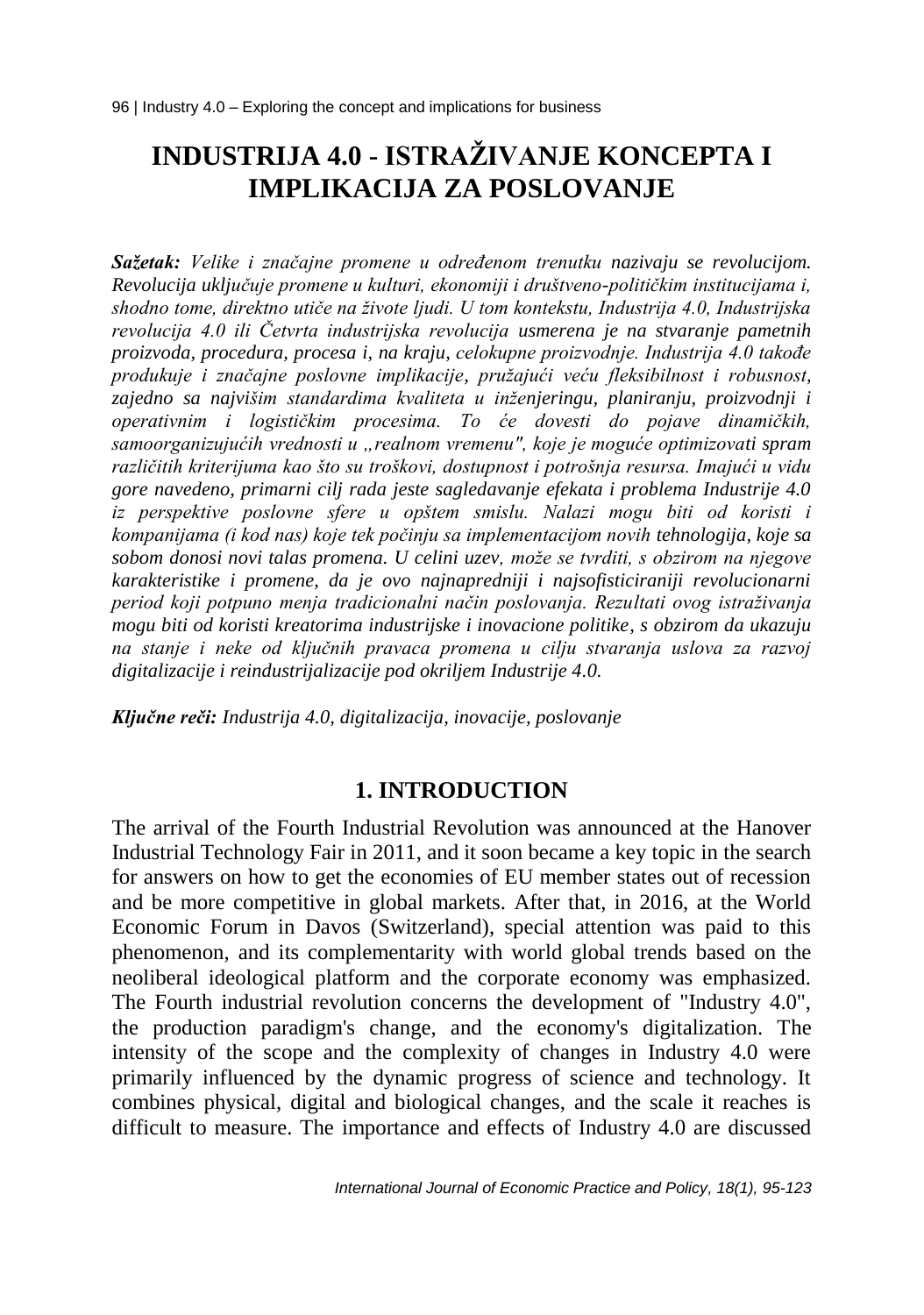# INDUSTRIJA 4.0 - ISTRAŽIVANJE KONCEPTA I IMPLIKACIJA ZA POSLOVANJE

***Sažetak:*** *Velike i značajne promene u određenom trenutku nazivaju se revolucijom. Revolucija uključuje promene u kulturi, ekonomiji i društveno-političkim institucijama i, shodno tome, direktno utiče na živote ljudi. U tom kontekstu, Industrija 4.0, Industrijska revolucija 4.0 ili Četvrta industrijska revolucija usmerena je na stvaranje pametnih proizvoda, procedura, procesa i, na kraju, celokupne proizvodnje. Industrija 4.0 takođe produkuje i značajne poslovne implikacije, pružajući veću fleksibilnost i robusnost, zajedno sa najvišim standardima kvaliteta u inženjeringu, planiranju, proizvodnji i operativnim i logističkim procesima. To će dovesti do pojave dinamičkih, samoorganizujućih vrednosti u „realnom vremenu", koje je moguće optimizovati spram različitih kriterijuma kao što su troškovi, dostupnost i potrošnja resursa. Imajući u vidu gore navedeno, primarni cilj rada jeste sagledavanje efekata i problema Industrije 4.0 iz perspektive poslovne sfere u opštem smislu. Nalazi mogu biti od koristi i kompanijama (i kod nas) koje tek počinju sa implementacijom novih tehnologija, koje sa sobom donosi novi talas promena. U celini uzev, može se tvrditi, s obzirom na njegove karakteristike i promene, da je ovo najnapredniji i najsofisticiraniji revolucionarni period koji potpuno menja tradicionalni način poslovanja. Rezultati ovog istraživanja mogu biti od koristi kreatorima industrijske i inovacione politike, s obzirom da ukazuju na stanje i neke od ključnih pravaca promena u cilju stvaranja uslova za razvoj digitalizacije i reindustrijalizacije pod okriljem Industrije 4.0.*

***Ključne reči:*** *Industrija 4.0, digitalizacija, inovacije, poslovanje*

## 1. INTRODUCTION

The arrival of the Fourth Industrial Revolution was announced at the Hanover Industrial Technology Fair in 2011, and it soon became a key topic in the search for answers on how to get the economies of EU member states out of recession and be more competitive in global markets. After that, in 2016, at the World Economic Forum in Davos (Switzerland), special attention was paid to this phenomenon, and its complementarity with world global trends based on the neoliberal ideological platform and the corporate economy was emphasized. The Fourth industrial revolution concerns the development of "Industry 4.0", the production paradigm's change, and the economy's digitalization. The intensity of the scope and the complexity of changes in Industry 4.0 were primarily influenced by the dynamic progress of science and technology. It combines physical, digital and biological changes, and the scale it reaches is difficult to measure. The importance and effects of Industry 4.0 are discussed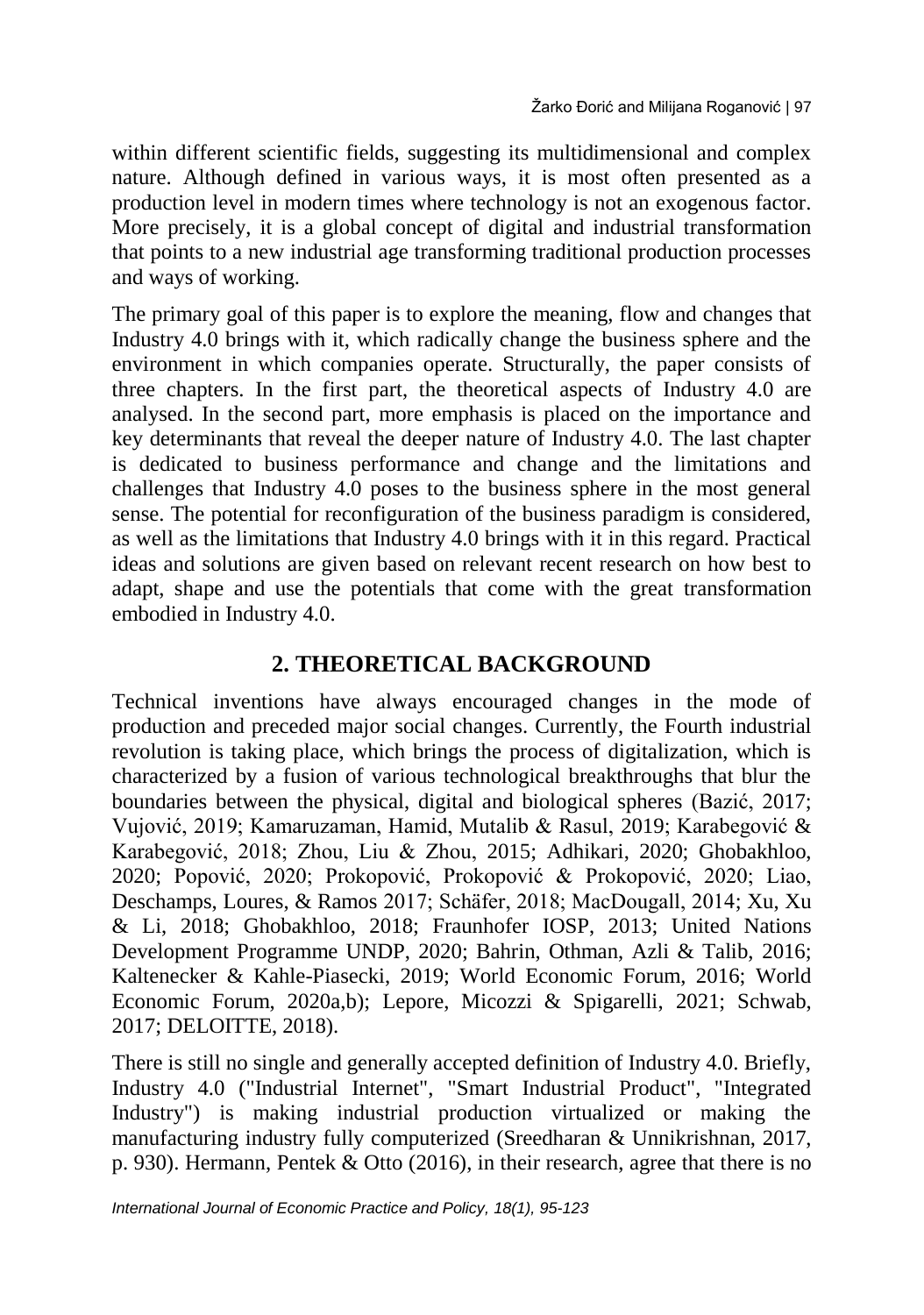within different scientific fields, suggesting its multidimensional and complex nature. Although defined in various ways, it is most often presented as a production level in modern times where technology is not an exogenous factor. More precisely, it is a global concept of digital and industrial transformation that points to a new industrial age transforming traditional production processes and ways of working.

The primary goal of this paper is to explore the meaning, flow and changes that Industry 4.0 brings with it, which radically change the business sphere and the environment in which companies operate. Structurally, the paper consists of three chapters. In the first part, the theoretical aspects of Industry 4.0 are analysed. In the second part, more emphasis is placed on the importance and key determinants that reveal the deeper nature of Industry 4.0. The last chapter is dedicated to business performance and change and the limitations and challenges that Industry 4.0 poses to the business sphere in the most general sense. The potential for reconfiguration of the business paradigm is considered, as well as the limitations that Industry 4.0 brings with it in this regard. Practical ideas and solutions are given based on relevant recent research on how best to adapt, shape and use the potentials that come with the great transformation embodied in Industry 4.0.

## 2. THEORETICAL BACKGROUND

Technical inventions have always encouraged changes in the mode of production and preceded major social changes. Currently, the Fourth industrial revolution is taking place, which brings the process of digitalization, which is characterized by a fusion of various technological breakthroughs that blur the boundaries between the physical, digital and biological spheres (Bazić, 2017; Vujović, 2019; Kamaruzaman, Hamid, Mutalib & Rasul, 2019; Karabegović & Karabegović, 2018; Zhou, Liu & Zhou, 2015; Adhikari, 2020; Ghobakhloo, 2020; Popović, 2020; Prokopović, Prokopović & Prokopović, 2020; Liao, Deschamps, Loures, & Ramos 2017; Schäfer, 2018; MacDougall, 2014; Xu, Xu & Li, 2018; Ghobakhloo, 2018; Fraunhofer IOSP, 2013; United Nations Development Programme UNDP, 2020; Bahrin, Othman, Azli & Talib, 2016; Kaltenecker & Kahle-Piasecki, 2019; World Economic Forum, 2016; World Economic Forum, 2020a,b); Lepore, Micozzi & Spigarelli, 2021; Schwab, 2017; DELOITTE, 2018).

There is still no single and generally accepted definition of Industry 4.0. Briefly, Industry 4.0 ("Industrial Internet", "Smart Industrial Product", "Integrated Industry") is making industrial production virtualized or making the manufacturing industry fully computerized (Sreedharan & Unnikrishnan, 2017, p. 930). Hermann, Pentek & Otto (2016), in their research, agree that there is no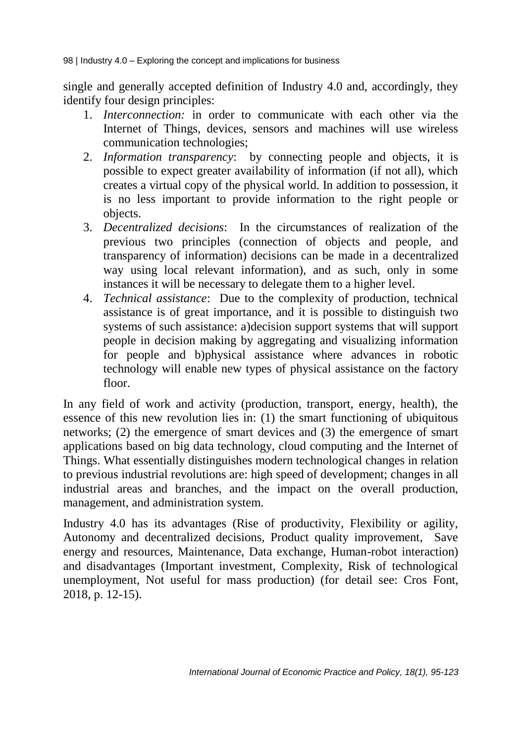single and generally accepted definition of Industry 4.0 and, accordingly, they identify four design principles:

1. *Interconnection:* in order to communicate with each other via the Internet of Things, devices, sensors and machines will use wireless communication technologies;
2. *Information transparency*: by connecting people and objects, it is possible to expect greater availability of information (if not all), which creates a virtual copy of the physical world. In addition to possession, it is no less important to provide information to the right people or objects.
3. *Decentralized decisions*: In the circumstances of realization of the previous two principles (connection of objects and people, and transparency of information) decisions can be made in a decentralized way using local relevant information), and as such, only in some instances it will be necessary to delegate them to a higher level.
4. *Technical assistance*: Due to the complexity of production, technical assistance is of great importance, and it is possible to distinguish two systems of such assistance: a)decision support systems that will support people in decision making by aggregating and visualizing information for people and b)physical assistance where advances in robotic technology will enable new types of physical assistance on the factory floor.

In any field of work and activity (production, transport, energy, health), the essence of this new revolution lies in: (1) the smart functioning of ubiquitous networks; (2) the emergence of smart devices and (3) the emergence of smart applications based on big data technology, cloud computing and the Internet of Things. What essentially distinguishes modern technological changes in relation to previous industrial revolutions are: high speed of development; changes in all industrial areas and branches, and the impact on the overall production, management, and administration system.

Industry 4.0 has its advantages (Rise of productivity, Flexibility or agility, Autonomy and decentralized decisions, Product quality improvement, Save energy and resources, Maintenance, Data exchange, Human-robot interaction) and disadvantages (Important investment, Complexity, Risk of technological unemployment, Not useful for mass production) (for detail see: Cros Font, 2018, p. 12-15).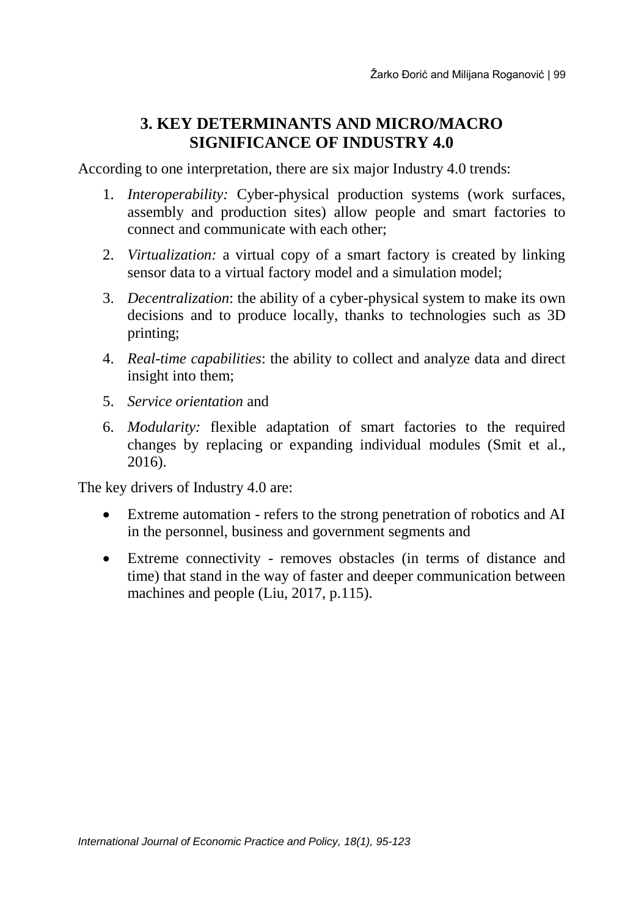## 3. KEY DETERMINANTS AND MICRO/MACRO SIGNIFICANCE OF INDUSTRY 4.0

According to one interpretation, there are six major Industry 4.0 trends:

1. *Interoperability:* Cyber-physical production systems (work surfaces, assembly and production sites) allow people and smart factories to connect and communicate with each other;
2. *Virtualization:* a virtual copy of a smart factory is created by linking sensor data to a virtual factory model and a simulation model;
3. *Decentralization*: the ability of a cyber-physical system to make its own decisions and to produce locally, thanks to technologies such as 3D printing;
4. *Real-time capabilities*: the ability to collect and analyze data and direct insight into them;
5. *Service orientation* and
6. *Modularity:* flexible adaptation of smart factories to the required changes by replacing or expanding individual modules (Smit et al., 2016).

The key drivers of Industry 4.0 are:

- Extreme automation - refers to the strong penetration of robotics and AI in the personnel, business and government segments and
- Extreme connectivity - removes obstacles (in terms of distance and time) that stand in the way of faster and deeper communication between machines and people (Liu, 2017, p.115).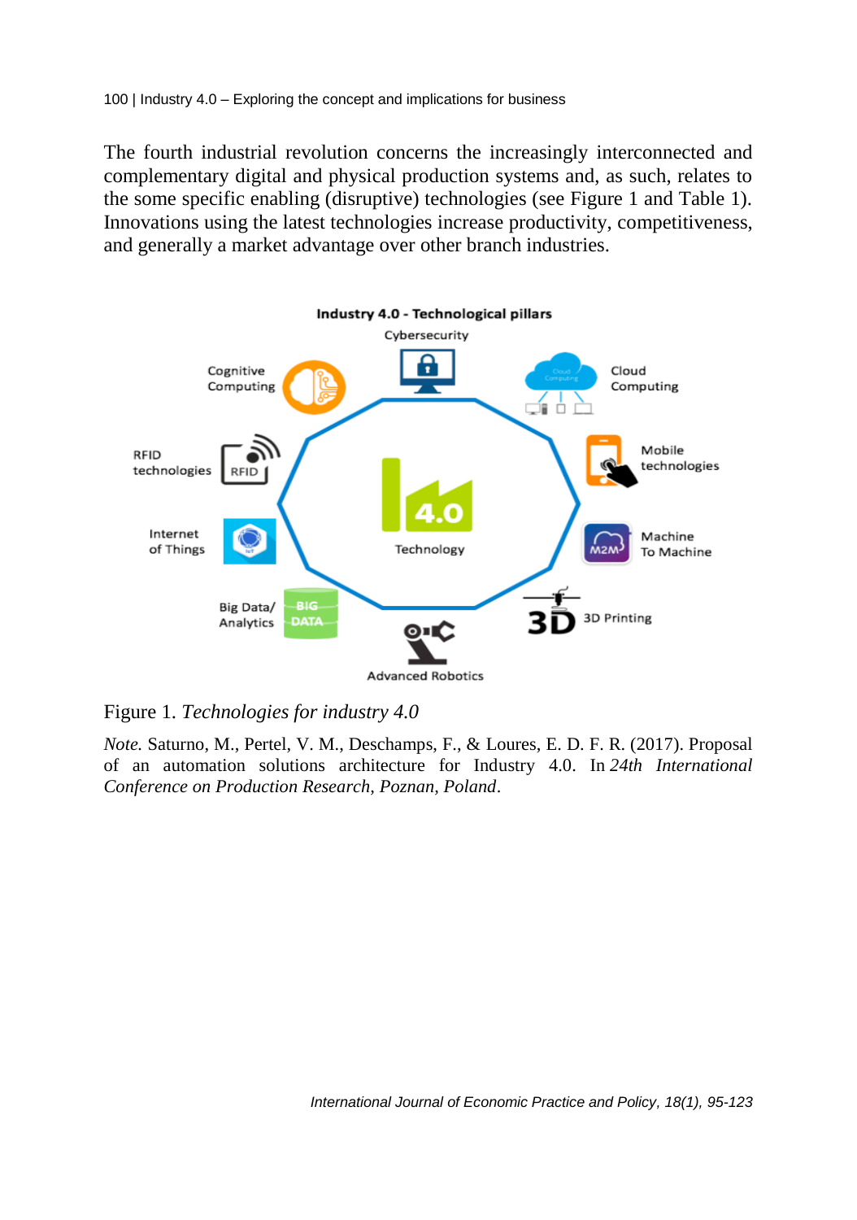The fourth industrial revolution concerns the increasingly interconnected and complementary digital and physical production systems and, as such, relates to the some specific enabling (disruptive) technologies (see Figure 1 and Table 1). Innovations using the latest technologies increase productivity, competitiveness, and generally a market advantage over other branch industries.

Figure 1. *Technologies for industry 4.0*

*Note.* Saturno, M., Pertel, V. M., Deschamps, F., & Loures, E. D. F. R. (2017). Proposal of an automation solutions architecture for Industry 4.0. In *24th International Conference on Production Research, Poznan, Poland*.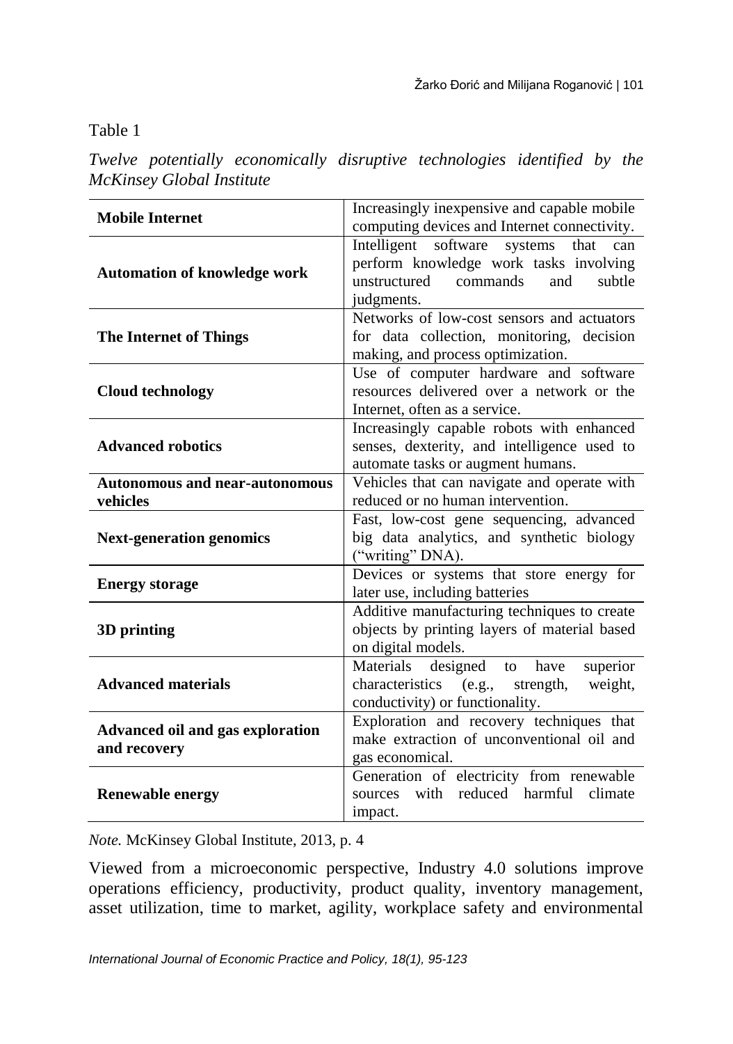Table 1

*Twelve potentially economically disruptive technologies identified by the McKinsey Global Institute*

| | |
|---|---|
| **Mobile Internet** | Increasingly inexpensive and capable mobile computing devices and Internet connectivity. |
| **Automation of knowledge work** | Intelligent software systems that can perform knowledge work tasks involving unstructured commands and subtle judgments. |
| **The Internet of Things** | Networks of low-cost sensors and actuators for data collection, monitoring, decision making, and process optimization. |
| **Cloud technology** | Use of computer hardware and software resources delivered over a network or the Internet, often as a service. |
| **Advanced robotics** | Increasingly capable robots with enhanced senses, dexterity, and intelligence used to automate tasks or augment humans. |
| **Autonomous and near-autonomous vehicles** | Vehicles that can navigate and operate with reduced or no human intervention. |
| **Next-generation genomics** | Fast, low-cost gene sequencing, advanced big data analytics, and synthetic biology ("writing" DNA). |
| **Energy storage** | Devices or systems that store energy for later use, including batteries |
| **3D printing** | Additive manufacturing techniques to create objects by printing layers of material based on digital models. |
| **Advanced materials** | Materials designed to have superior characteristics (e.g., strength, weight, conductivity) or functionality. |
| **Advanced oil and gas exploration and recovery** | Exploration and recovery techniques that make extraction of unconventional oil and gas economical. |
| **Renewable energy** | Generation of electricity from renewable sources with reduced harmful climate impact. |

*Note.* McKinsey Global Institute, 2013, p. 4

Viewed from a microeconomic perspective, Industry 4.0 solutions improve operations efficiency, productivity, product quality, inventory management, asset utilization, time to market, agility, workplace safety and environmental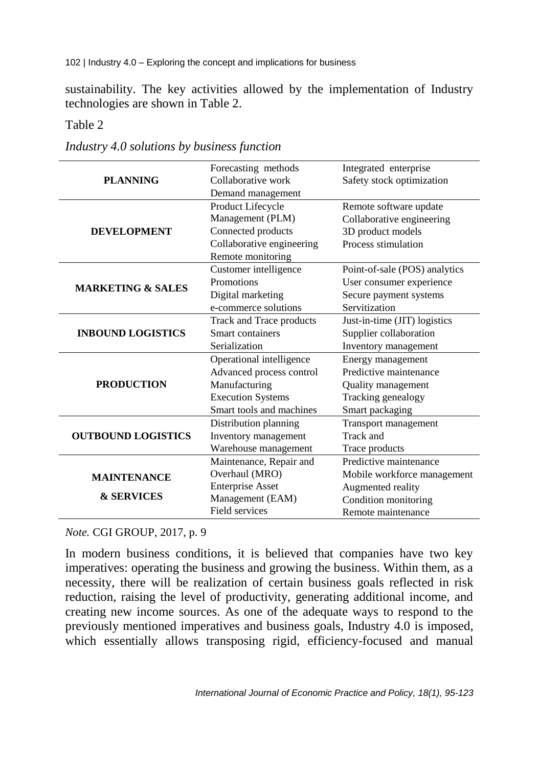sustainability. The key activities allowed by the implementation of Industry technologies are shown in Table 2.

Table 2

*Industry 4.0 solutions by business function*

| | | |
|---|---|---|
| **PLANNING** | Forecasting methods<br>Collaborative work<br>Demand management | Integrated enterprise<br>Safety stock optimization |
| **DEVELOPMENT** | Product Lifecycle Management (PLM)<br>Connected products<br>Collaborative engineering<br>Remote monitoring | Remote software update<br>Collaborative engineering<br>3D product models<br>Process stimulation |
| **MARKETING & SALES** | Customer intelligence<br>Promotions<br>Digital marketing<br>e-commerce solutions | Point-of-sale (POS) analytics<br>User consumer experience<br>Secure payment systems<br>Servitization |
| **INBOUND LOGISTICS** | Track and Trace products<br>Smart containers<br>Serialization | Just-in-time (JIT) logistics<br>Supplier collaboration<br>Inventory management |
| **PRODUCTION** | Operational intelligence<br>Advanced process control<br>Manufacturing<br>Execution Systems<br>Smart tools and machines | Energy management<br>Predictive maintenance<br>Quality management<br>Tracking genealogy<br>Smart packaging |
| **OUTBOUND LOGISTICS** | Distribution planning<br>Inventory management<br>Warehouse management | Transport management<br>Track and<br>Trace products |
| **MAINTENANCE & SERVICES** | Maintenance, Repair and Overhaul (MRO)<br>Enterprise Asset Management (EAM)<br>Field services | Predictive maintenance<br>Mobile workforce management<br>Augmented reality<br>Condition monitoring<br>Remote maintenance |

*Note.* CGI GROUP, 2017, p. 9

In modern business conditions, it is believed that companies have two key imperatives: operating the business and growing the business. Within them, as a necessity, there will be realization of certain business goals reflected in risk reduction, raising the level of productivity, generating additional income, and creating new income sources. As one of the adequate ways to respond to the previously mentioned imperatives and business goals, Industry 4.0 is imposed, which essentially allows transposing rigid, efficiency-focused and manual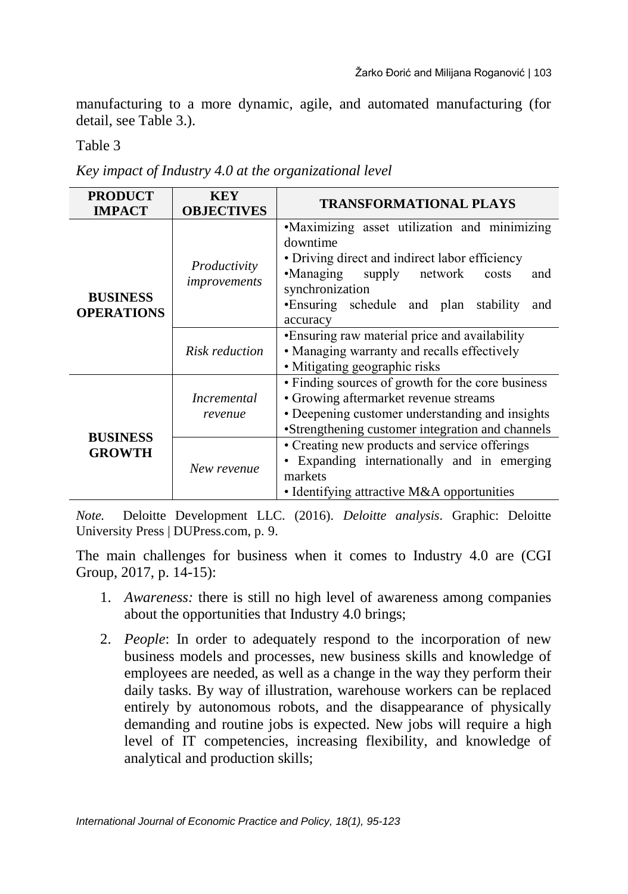manufacturing to a more dynamic, agile, and automated manufacturing (for detail, see Table 3.).

Table 3

*Key impact of Industry 4.0 at the organizational level*

| PRODUCT IMPACT | KEY OBJECTIVES | TRANSFORMATIONAL PLAYS |
|---|---|---|
| **BUSINESS OPERATIONS** | *Productivity improvements* | •Maximizing asset utilization and minimizing downtime<br>• Driving direct and indirect labor efficiency<br>•Managing supply network costs and synchronization<br>•Ensuring schedule and plan stability and accuracy |
| | *Risk reduction* | •Ensuring raw material price and availability<br>• Managing warranty and recalls effectively<br>• Mitigating geographic risks |
| **BUSINESS GROWTH** | *Incremental revenue* | • Finding sources of growth for the core business<br>• Growing aftermarket revenue streams<br>• Deepening customer understanding and insights<br>•Strengthening customer integration and channels |
| | *New revenue* | • Creating new products and service offerings<br>• Expanding internationally and in emerging markets<br>• Identifying attractive M&A opportunities |

*Note.* Deloitte Development LLC. (2016). *Deloitte analysis*. Graphic: Deloitte University Press | DUPress.com, p. 9.

The main challenges for business when it comes to Industry 4.0 are (CGI Group, 2017, p. 14-15):

1. *Awareness:* there is still no high level of awareness among companies about the opportunities that Industry 4.0 brings;
2. *People*: In order to adequately respond to the incorporation of new business models and processes, new business skills and knowledge of employees are needed, as well as a change in the way they perform their daily tasks. By way of illustration, warehouse workers can be replaced entirely by autonomous robots, and the disappearance of physically demanding and routine jobs is expected. New jobs will require a high level of IT competencies, increasing flexibility, and knowledge of analytical and production skills;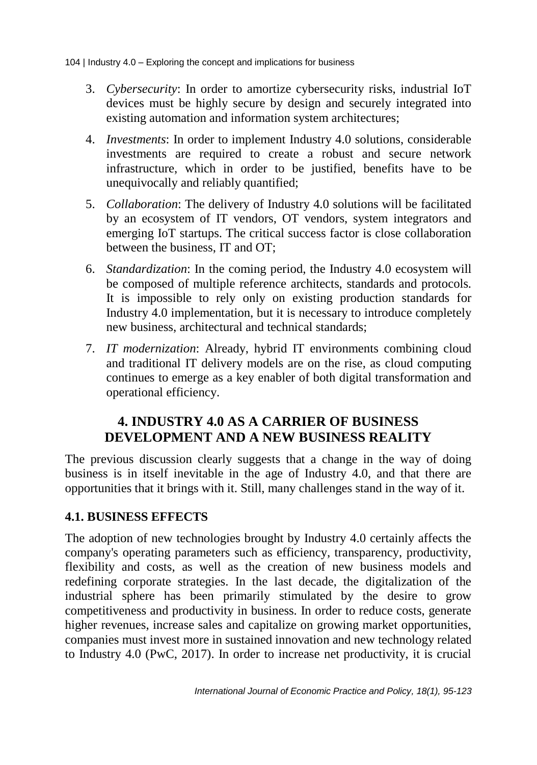3. *Cybersecurity*: In order to amortize cybersecurity risks, industrial IoT devices must be highly secure by design and securely integrated into existing automation and information system architectures;
4. *Investments*: In order to implement Industry 4.0 solutions, considerable investments are required to create a robust and secure network infrastructure, which in order to be justified, benefits have to be unequivocally and reliably quantified;
5. *Collaboration*: The delivery of Industry 4.0 solutions will be facilitated by an ecosystem of IT vendors, OT vendors, system integrators and emerging IoT startups. The critical success factor is close collaboration between the business, IT and OT;
6. *Standardization*: In the coming period, the Industry 4.0 ecosystem will be composed of multiple reference architects, standards and protocols. It is impossible to rely only on existing production standards for Industry 4.0 implementation, but it is necessary to introduce completely new business, architectural and technical standards;
7. *IT modernization*: Already, hybrid IT environments combining cloud and traditional IT delivery models are on the rise, as cloud computing continues to emerge as a key enabler of both digital transformation and operational efficiency.

## 4. INDUSTRY 4.0 AS A CARRIER OF BUSINESS DEVELOPMENT AND A NEW BUSINESS REALITY

The previous discussion clearly suggests that a change in the way of doing business is in itself inevitable in the age of Industry 4.0, and that there are opportunities that it brings with it. Still, many challenges stand in the way of it.

### 4.1. BUSINESS EFFECTS

The adoption of new technologies brought by Industry 4.0 certainly affects the company's operating parameters such as efficiency, transparency, productivity, flexibility and costs, as well as the creation of new business models and redefining corporate strategies. In the last decade, the digitalization of the industrial sphere has been primarily stimulated by the desire to grow competitiveness and productivity in business. In order to reduce costs, generate higher revenues, increase sales and capitalize on growing market opportunities, companies must invest more in sustained innovation and new technology related to Industry 4.0 (PwC, 2017). In order to increase net productivity, it is crucial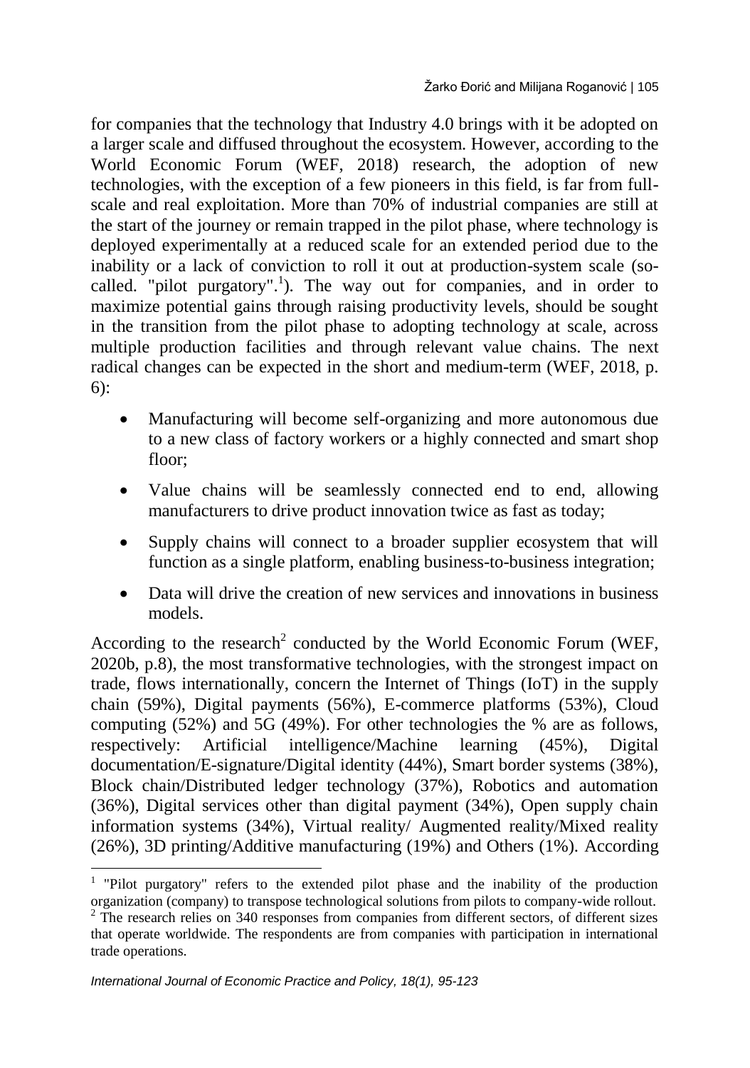for companies that the technology that Industry 4.0 brings with it be adopted on a larger scale and diffused throughout the ecosystem. However, according to the World Economic Forum (WEF, 2018) research, the adoption of new technologies, with the exception of a few pioneers in this field, is far from full-scale and real exploitation. More than 70% of industrial companies are still at the start of the journey or remain trapped in the pilot phase, where technology is deployed experimentally at a reduced scale for an extended period due to the inability or a lack of conviction to roll it out at production-system scale (so-called. "pilot purgatory".[1]). The way out for companies, and in order to maximize potential gains through raising productivity levels, should be sought in the transition from the pilot phase to adopting technology at scale, across multiple production facilities and through relevant value chains. The next radical changes can be expected in the short and medium-term (WEF, 2018, p. 6):

- Manufacturing will become self-organizing and more autonomous due to a new class of factory workers or a highly connected and smart shop floor;
- Value chains will be seamlessly connected end to end, allowing manufacturers to drive product innovation twice as fast as today;
- Supply chains will connect to a broader supplier ecosystem that will function as a single platform, enabling business-to-business integration;
- Data will drive the creation of new services and innovations in business models.

According to the research[2] conducted by the World Economic Forum (WEF, 2020b, p.8), the most transformative technologies, with the strongest impact on trade, flows internationally, concern the Internet of Things (IoT) in the supply chain (59%), Digital payments (56%), E-commerce platforms (53%), Cloud computing (52%) and 5G (49%). For other technologies the % are as follows, respectively: Artificial intelligence/Machine learning (45%), Digital documentation/E-signature/Digital identity (44%), Smart border systems (38%), Block chain/Distributed ledger technology (37%), Robotics and automation (36%), Digital services other than digital payment (34%), Open supply chain information systems (34%), Virtual reality/ Augmented reality/Mixed reality (26%), 3D printing/Additive manufacturing (19%) and Others (1%). According

[1] "Pilot purgatory" refers to the extended pilot phase and the inability of the production organization (company) to transpose technological solutions from pilots to company-wide rollout.

[2] The research relies on 340 responses from companies from different sectors, of different sizes that operate worldwide. The respondents are from companies with participation in international trade operations.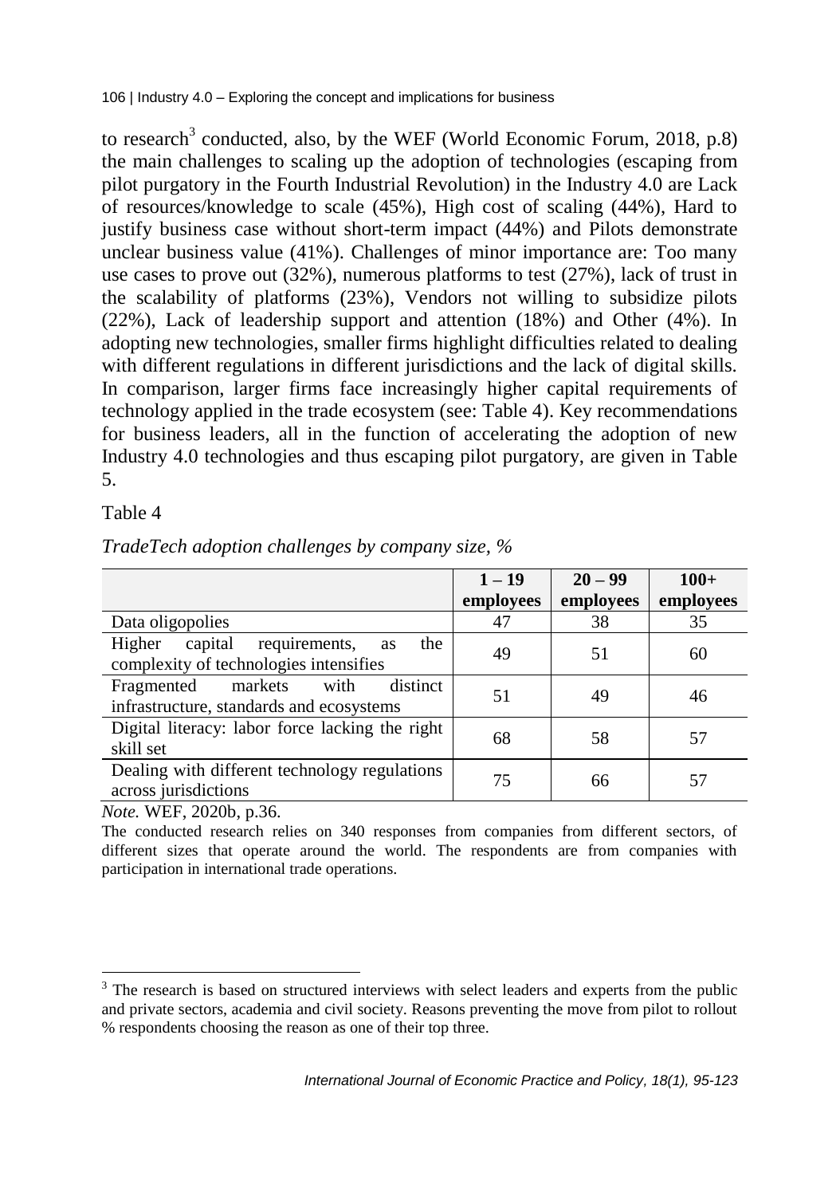to research[3] conducted, also, by the WEF (World Economic Forum, 2018, p.8) the main challenges to scaling up the adoption of technologies (escaping from pilot purgatory in the Fourth Industrial Revolution) in the Industry 4.0 are Lack of resources/knowledge to scale (45%), High cost of scaling (44%), Hard to justify business case without short-term impact (44%) and Pilots demonstrate unclear business value (41%). Challenges of minor importance are: Too many use cases to prove out (32%), numerous platforms to test (27%), lack of trust in the scalability of platforms (23%), Vendors not willing to subsidize pilots (22%), Lack of leadership support and attention (18%) and Other (4%). In adopting new technologies, smaller firms highlight difficulties related to dealing with different regulations in different jurisdictions and the lack of digital skills. In comparison, larger firms face increasingly higher capital requirements of technology applied in the trade ecosystem (see: Table 4). Key recommendations for business leaders, all in the function of accelerating the adoption of new Industry 4.0 technologies and thus escaping pilot purgatory, are given in Table 5.

Table 4

*TradeTech adoption challenges by company size, %*

| | **1 – 19 employees** | **20 – 99 employees** | **100+ employees** |
|---|---|---|---|
| Data oligopolies | 47 | 38 | 35 |
| Higher capital requirements, as the complexity of technologies intensifies | 49 | 51 | 60 |
| Fragmented markets with distinct infrastructure, standards and ecosystems | 51 | 49 | 46 |
| Digital literacy: labor force lacking the right skill set | 68 | 58 | 57 |
| Dealing with different technology regulations across jurisdictions | 75 | 66 | 57 |

*Note.* WEF, 2020b, p.36.

The conducted research relies on 340 responses from companies from different sectors, of different sizes that operate around the world. The respondents are from companies with participation in international trade operations.

[3] The research is based on structured interviews with select leaders and experts from the public and private sectors, academia and civil society. Reasons preventing the move from pilot to rollout % respondents choosing the reason as one of their top three.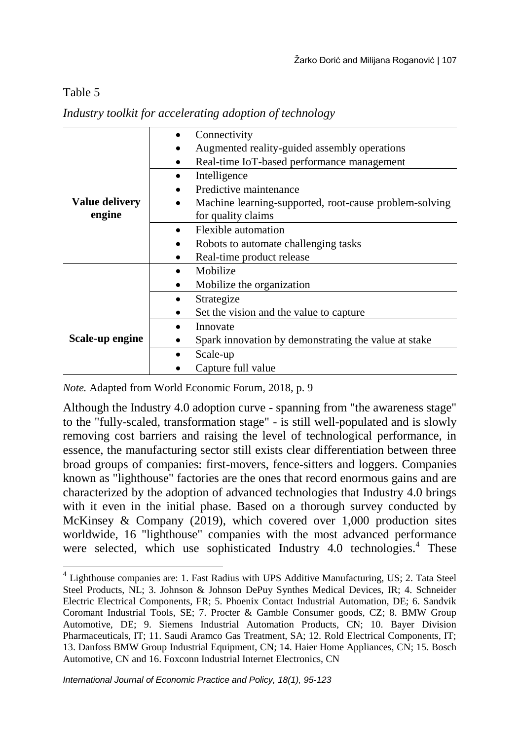Table 5

*Industry toolkit for accelerating adoption of technology*

| | |
|---|---|
| **Value delivery engine** | • Connectivity<br>• Augmented reality-guided assembly operations<br>• Real-time IoT-based performance management |
| | • Intelligence<br>• Predictive maintenance<br>• Machine learning-supported, root-cause problem-solving for quality claims |
| | • Flexible automation<br>• Robots to automate challenging tasks<br>• Real-time product release |
| **Scale-up engine** | • Mobilize<br>• Mobilize the organization |
| | • Strategize<br>• Set the vision and the value to capture |
| | • Innovate<br>• Spark innovation by demonstrating the value at stake |
| | • Scale-up<br>• Capture full value |

*Note.* Adapted from World Economic Forum, 2018, p. 9

Although the Industry 4.0 adoption curve - spanning from "the awareness stage" to the "fully-scaled, transformation stage" - is still well-populated and is slowly removing cost barriers and raising the level of technological performance, in essence, the manufacturing sector still exists clear differentiation between three broad groups of companies: first-movers, fence-sitters and loggers. Companies known as "lighthouse" factories are the ones that record enormous gains and are characterized by the adoption of advanced technologies that Industry 4.0 brings with it even in the initial phase. Based on a thorough survey conducted by McKinsey & Company (2019), which covered over 1,000 production sites worldwide, 16 "lighthouse" companies with the most advanced performance were selected, which use sophisticated Industry 4.0 technologies.[4] These

[4] Lighthouse companies are: 1. Fast Radius with UPS Additive Manufacturing, US; 2. Tata Steel Steel Products, NL; 3. Johnson & Johnson DePuy Synthes Medical Devices, IR; 4. Schneider Electric Electrical Components, FR; 5. Phoenix Contact Industrial Automation, DE; 6. Sandvik Coromant Industrial Tools, SE; 7. Procter & Gamble Consumer goods, CZ; 8. BMW Group Automotive, DE; 9. Siemens Industrial Automation Products, CN; 10. Bayer Division Pharmaceuticals, IT; 11. Saudi Aramco Gas Treatment, SA; 12. Rold Electrical Components, IT; 13. Danfoss BMW Group Industrial Equipment, CN; 14. Haier Home Appliances, CN; 15. Bosch Automotive, CN and 16. Foxconn Industrial Internet Electronics, CN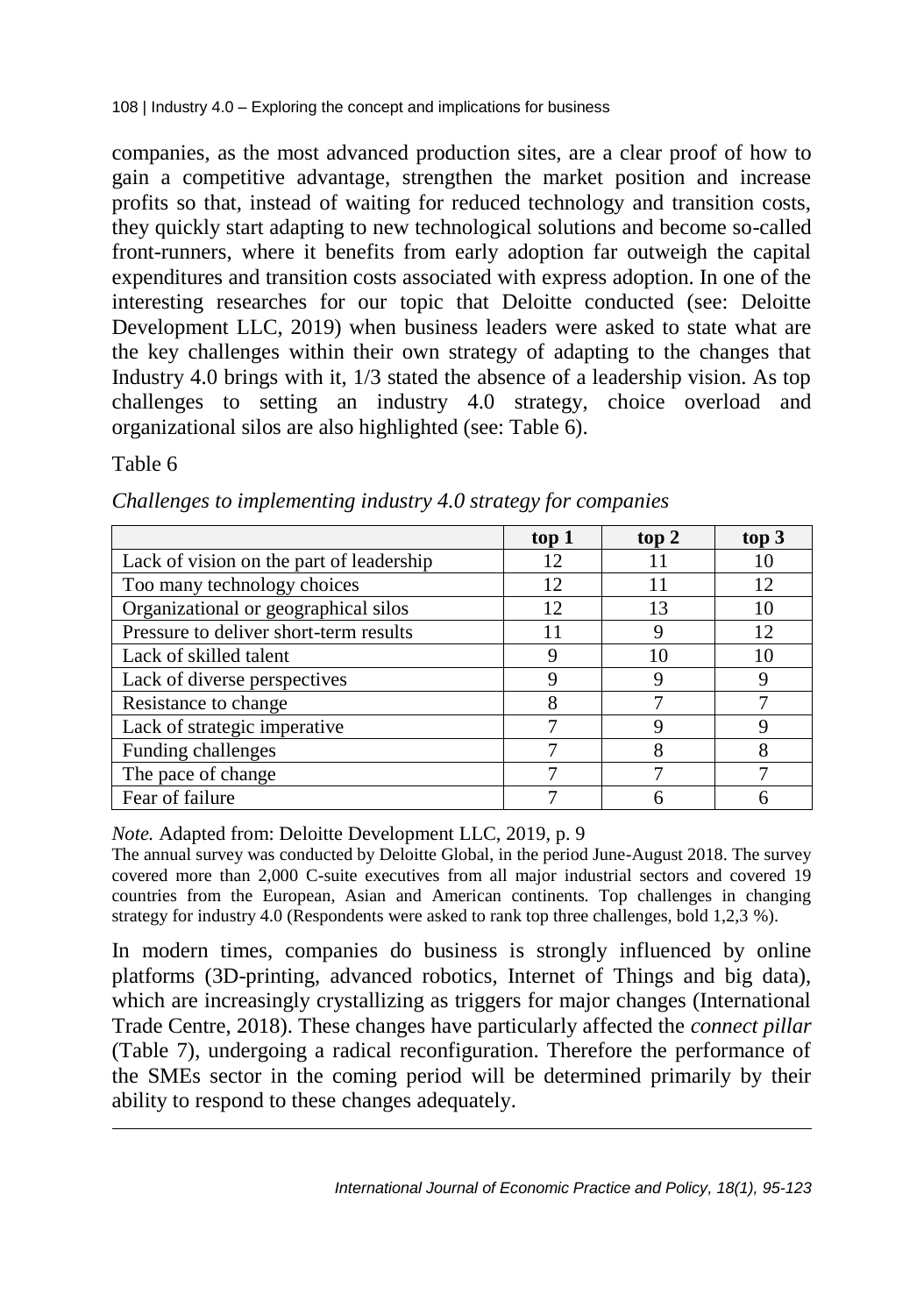companies, as the most advanced production sites, are a clear proof of how to gain a competitive advantage, strengthen the market position and increase profits so that, instead of waiting for reduced technology and transition costs, they quickly start adapting to new technological solutions and become so-called front-runners, where it benefits from early adoption far outweigh the capital expenditures and transition costs associated with express adoption. In one of the interesting researches for our topic that Deloitte conducted (see: Deloitte Development LLC, 2019) when business leaders were asked to state what are the key challenges within their own strategy of adapting to the changes that Industry 4.0 brings with it, 1/3 stated the absence of a leadership vision. As top challenges to setting an industry 4.0 strategy, choice overload and organizational silos are also highlighted (see: Table 6).

Table 6

*Challenges to implementing industry 4.0 strategy for companies*

| | **top 1** | **top 2** | **top 3** |
|---|---|---|---|
| Lack of vision on the part of leadership | 12 | 11 | 10 |
| Too many technology choices | 12 | 11 | 12 |
| Organizational or geographical silos | 12 | 13 | 10 |
| Pressure to deliver short-term results | 11 | 9 | 12 |
| Lack of skilled talent | 9 | 10 | 10 |
| Lack of diverse perspectives | 9 | 9 | 9 |
| Resistance to change | 8 | 7 | 7 |
| Lack of strategic imperative | 7 | 9 | 9 |
| Funding challenges | 7 | 8 | 8 |
| The pace of change | 7 | 7 | 7 |
| Fear of failure | 7 | 6 | 6 |

*Note.* Adapted from: Deloitte Development LLC, 2019, p. 9

The annual survey was conducted by Deloitte Global, in the period June-August 2018. The survey covered more than 2,000 C-suite executives from all major industrial sectors and covered 19 countries from the European, Asian and American continents. Top challenges in changing strategy for industry 4.0 (Respondents were asked to rank top three challenges, bold 1,2,3 %).

In modern times, companies do business is strongly influenced by online platforms (3D-printing, advanced robotics, Internet of Things and big data), which are increasingly crystallizing as triggers for major changes (International Trade Centre, 2018). These changes have particularly affected the *connect pillar* (Table 7), undergoing a radical reconfiguration. Therefore the performance of the SMEs sector in the coming period will be determined primarily by their ability to respond to these changes adequately.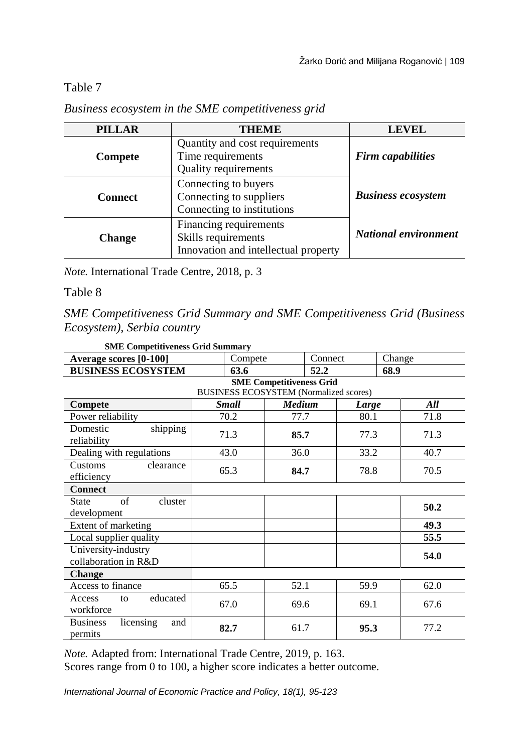Table 7

*Business ecosystem in the SME competitiveness grid*

| PILLAR | THEME | LEVEL |
|---|---|---|
| **Compete** | Quantity and cost requirements<br>Time requirements<br>Quality requirements | ***Firm capabilities*** |
| **Connect** | Connecting to buyers<br>Connecting to suppliers<br>Connecting to institutions | ***Business ecosystem*** |
| **Change** | Financing requirements<br>Skills requirements<br>Innovation and intellectual property | ***National environment*** |

*Note.* International Trade Centre, 2018, p. 3

Table 8

*SME Competitiveness Grid Summary and SME Competitiveness Grid (Business Ecosystem), Serbia country*

**SME Competitiveness Grid Summary**

| Average scores [0-100] | Compete | Connect | Change |
|---|---|---|---|
| **BUSINESS ECOSYSTEM** | **63.6** | **52.2** | **68.9** |

**SME Competitiveness Grid**
BUSINESS ECOSYSTEM (Normalized scores)

| Compete | *Small* | *Medium* | *Large* | *All* |
|---|---|---|---|---|
| Power reliability | 70.2 | 77.7 | 80.1 | 71.8 |
| Domestic shipping reliability | 71.3 | **85.7** | 77.3 | 71.3 |
| Dealing with regulations | 43.0 | 36.0 | 33.2 | 40.7 |
| Customs clearance efficiency | 65.3 | **84.7** | 78.8 | 70.5 |
| **Connect** | | | | |
| State of cluster development | | | | **50.2** |
| Extent of marketing | | | | **49.3** |
| Local supplier quality | | | | **55.5** |
| University-industry collaboration in R&D | | | | **54.0** |
| **Change** | | | | |
| Access to finance | 65.5 | 52.1 | 59.9 | 62.0 |
| Access to educated workforce | 67.0 | 69.6 | 69.1 | 67.6 |
| Business licensing and permits | **82.7** | 61.7 | **95.3** | 77.2 |

*Note.* Adapted from: International Trade Centre, 2019, p. 163.
Scores range from 0 to 100, a higher score indicates a better outcome.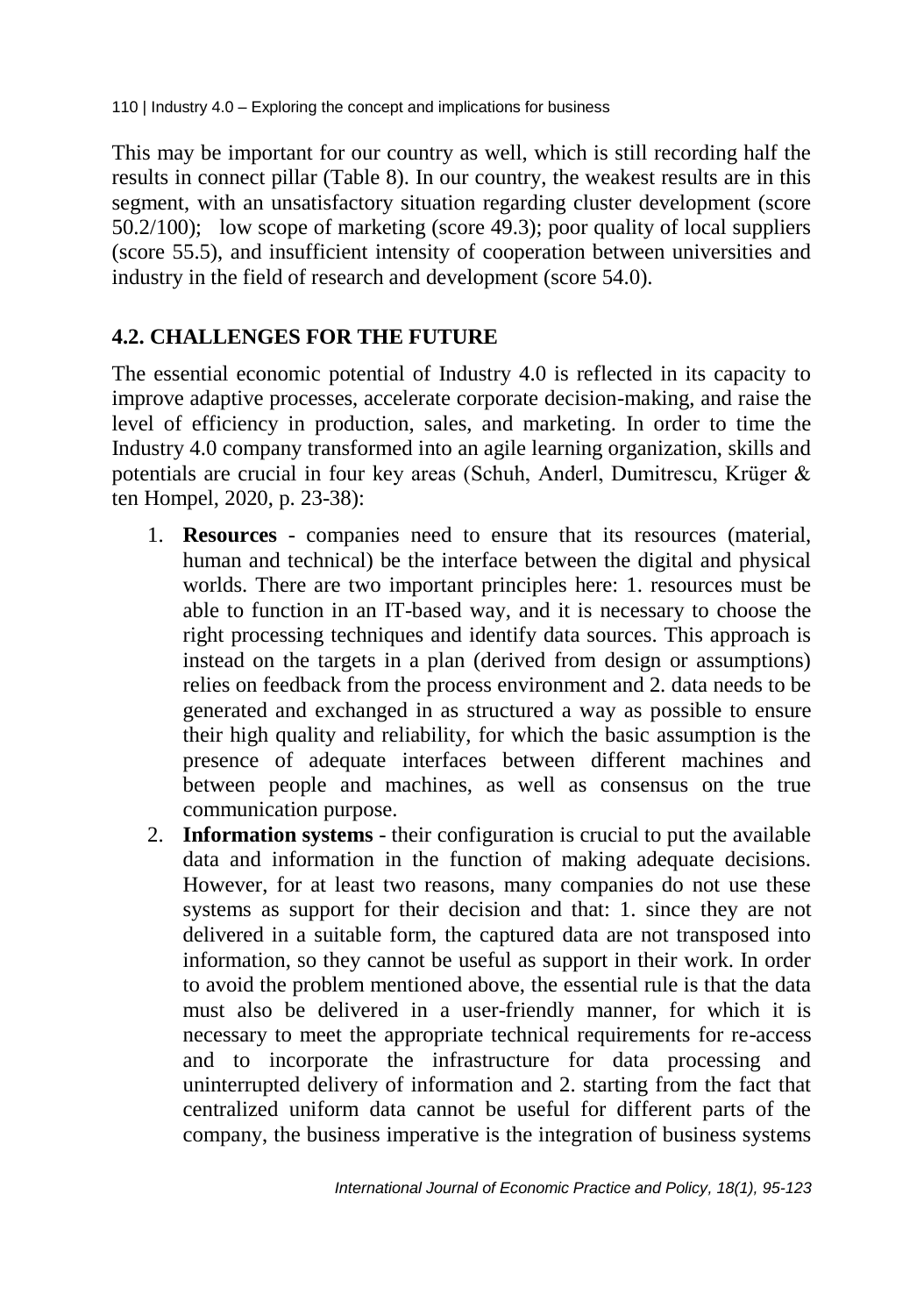This may be important for our country as well, which is still recording half the results in connect pillar (Table 8). In our country, the weakest results are in this segment, with an unsatisfactory situation regarding cluster development (score 50.2/100); low scope of marketing (score 49.3); poor quality of local suppliers (score 55.5), and insufficient intensity of cooperation between universities and industry in the field of research and development (score 54.0).

## 4.2. CHALLENGES FOR THE FUTURE

The essential economic potential of Industry 4.0 is reflected in its capacity to improve adaptive processes, accelerate corporate decision-making, and raise the level of efficiency in production, sales, and marketing. In order to time the Industry 4.0 company transformed into an agile learning organization, skills and potentials are crucial in four key areas (Schuh, Anderl, Dumitrescu, Krüger & ten Hompel, 2020, p. 23-38):

1. **Resources** - companies need to ensure that its resources (material, human and technical) be the interface between the digital and physical worlds. There are two important principles here: 1. resources must be able to function in an IT-based way, and it is necessary to choose the right processing techniques and identify data sources. This approach is instead on the targets in a plan (derived from design or assumptions) relies on feedback from the process environment and 2. data needs to be generated and exchanged in as structured a way as possible to ensure their high quality and reliability, for which the basic assumption is the presence of adequate interfaces between different machines and between people and machines, as well as consensus on the true communication purpose.
2. **Information systems** - their configuration is crucial to put the available data and information in the function of making adequate decisions. However, for at least two reasons, many companies do not use these systems as support for their decision and that: 1. since they are not delivered in a suitable form, the captured data are not transposed into information, so they cannot be useful as support in their work. In order to avoid the problem mentioned above, the essential rule is that the data must also be delivered in a user-friendly manner, for which it is necessary to meet the appropriate technical requirements for re-access and to incorporate the infrastructure for data processing and uninterrupted delivery of information and 2. starting from the fact that centralized uniform data cannot be useful for different parts of the company, the business imperative is the integration of business systems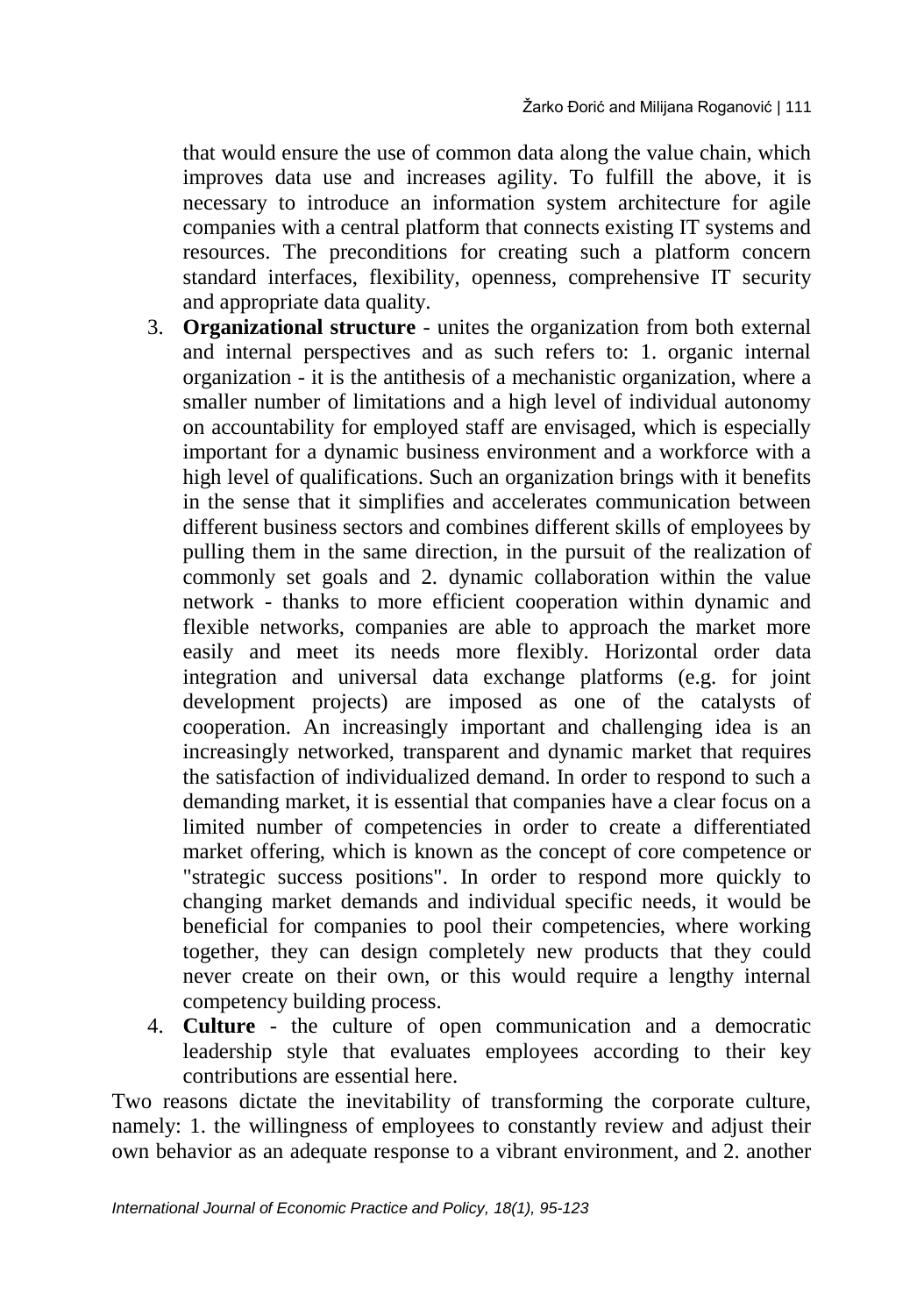that would ensure the use of common data along the value chain, which improves data use and increases agility. To fulfill the above, it is necessary to introduce an information system architecture for agile companies with a central platform that connects existing IT systems and resources. The preconditions for creating such a platform concern standard interfaces, flexibility, openness, comprehensive IT security and appropriate data quality.

3. **Organizational structure** - unites the organization from both external and internal perspectives and as such refers to: 1. organic internal organization - it is the antithesis of a mechanistic organization, where a smaller number of limitations and a high level of individual autonomy on accountability for employed staff are envisaged, which is especially important for a dynamic business environment and a workforce with a high level of qualifications. Such an organization brings with it benefits in the sense that it simplifies and accelerates communication between different business sectors and combines different skills of employees by pulling them in the same direction, in the pursuit of the realization of commonly set goals and 2. dynamic collaboration within the value network - thanks to more efficient cooperation within dynamic and flexible networks, companies are able to approach the market more easily and meet its needs more flexibly. Horizontal order data integration and universal data exchange platforms (e.g. for joint development projects) are imposed as one of the catalysts of cooperation. An increasingly important and challenging idea is an increasingly networked, transparent and dynamic market that requires the satisfaction of individualized demand. In order to respond to such a demanding market, it is essential that companies have a clear focus on a limited number of competencies in order to create a differentiated market offering, which is known as the concept of core competence or "strategic success positions". In order to respond more quickly to changing market demands and individual specific needs, it would be beneficial for companies to pool their competencies, where working together, they can design completely new products that they could never create on their own, or this would require a lengthy internal competency building process.
4. **Culture** - the culture of open communication and a democratic leadership style that evaluates employees according to their key contributions are essential here.

Two reasons dictate the inevitability of transforming the corporate culture, namely: 1. the willingness of employees to constantly review and adjust their own behavior as an adequate response to a vibrant environment, and 2. another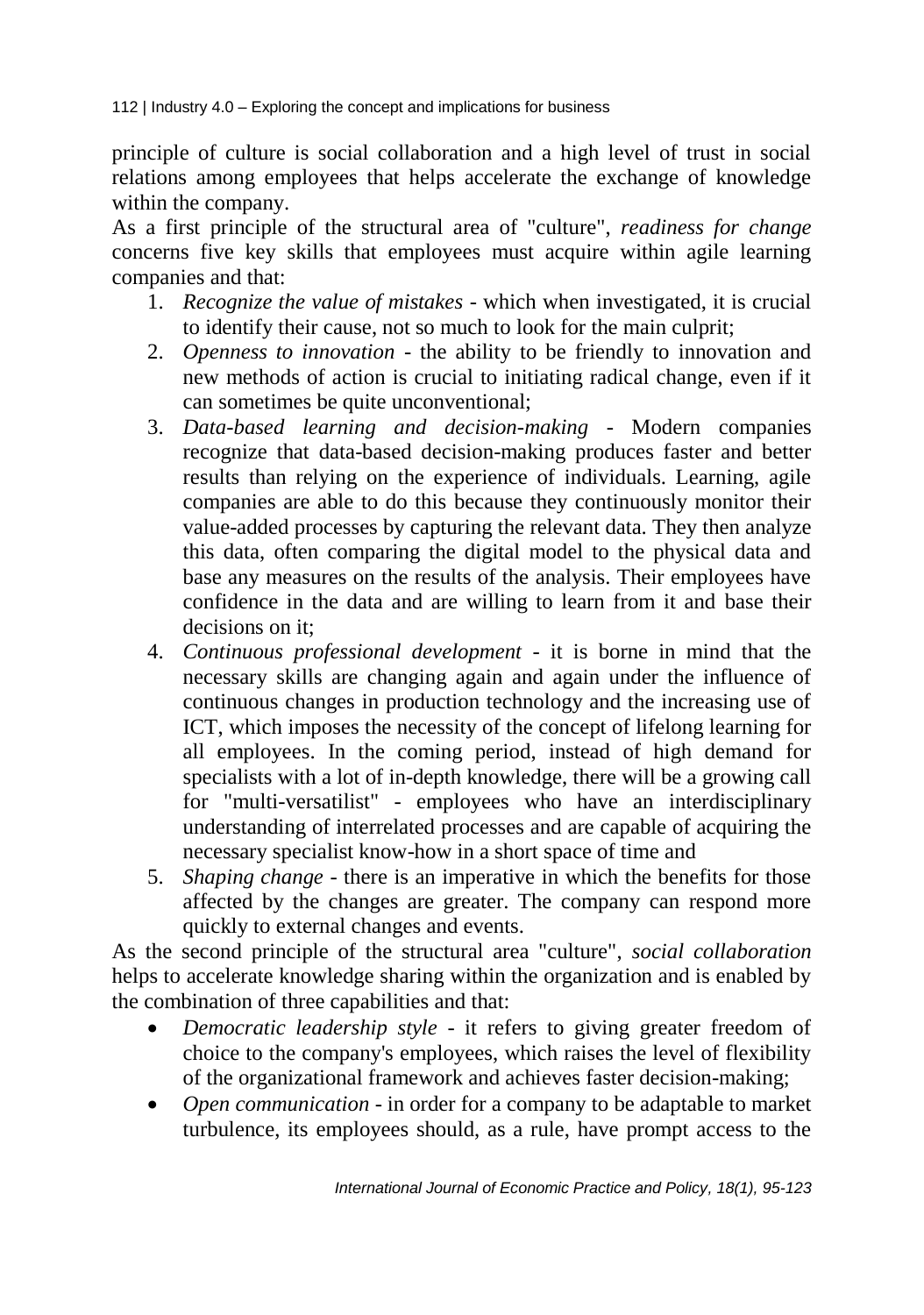principle of culture is social collaboration and a high level of trust in social relations among employees that helps accelerate the exchange of knowledge within the company.

As a first principle of the structural area of "culture", *readiness for change* concerns five key skills that employees must acquire within agile learning companies and that:

1. *Recognize the value of mistakes* - which when investigated, it is crucial to identify their cause, not so much to look for the main culprit;
2. *Openness to innovation* - the ability to be friendly to innovation and new methods of action is crucial to initiating radical change, even if it can sometimes be quite unconventional;
3. *Data-based learning and decision-making* - Modern companies recognize that data-based decision-making produces faster and better results than relying on the experience of individuals. Learning, agile companies are able to do this because they continuously monitor their value-added processes by capturing the relevant data. They then analyze this data, often comparing the digital model to the physical data and base any measures on the results of the analysis. Their employees have confidence in the data and are willing to learn from it and base their decisions on it;
4. *Continuous professional development* - it is borne in mind that the necessary skills are changing again and again under the influence of continuous changes in production technology and the increasing use of ICT, which imposes the necessity of the concept of lifelong learning for all employees. In the coming period, instead of high demand for specialists with a lot of in-depth knowledge, there will be a growing call for "multi-versatilist" - employees who have an interdisciplinary understanding of interrelated processes and are capable of acquiring the necessary specialist know-how in a short space of time and
5. *Shaping change* - there is an imperative in which the benefits for those affected by the changes are greater. The company can respond more quickly to external changes and events.

As the second principle of the structural area "culture", *social collaboration* helps to accelerate knowledge sharing within the organization and is enabled by the combination of three capabilities and that:

- *Democratic leadership style* - it refers to giving greater freedom of choice to the company's employees, which raises the level of flexibility of the organizational framework and achieves faster decision-making;
- *Open communication* - in order for a company to be adaptable to market turbulence, its employees should, as a rule, have prompt access to the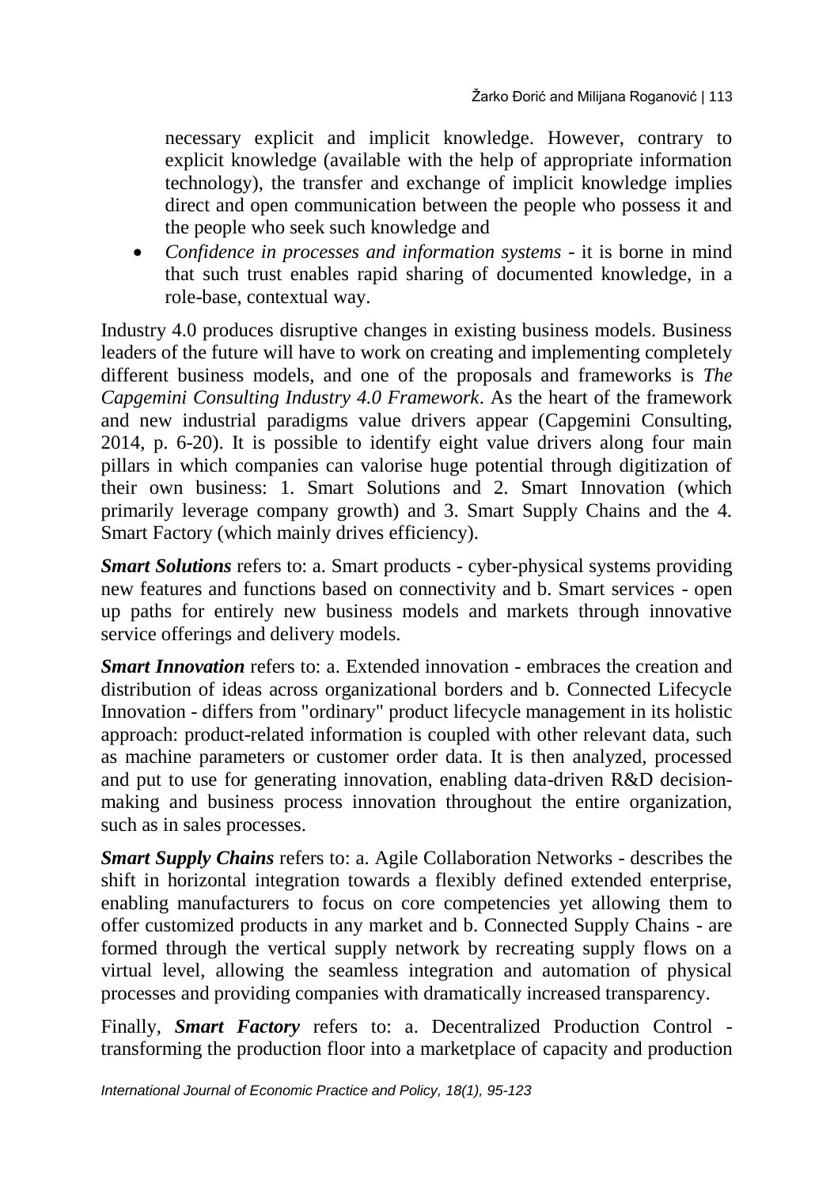necessary explicit and implicit knowledge. However, contrary to explicit knowledge (available with the help of appropriate information technology), the transfer and exchange of implicit knowledge implies direct and open communication between the people who possess it and the people who seek such knowledge and

- *Confidence in processes and information systems* - it is borne in mind that such trust enables rapid sharing of documented knowledge, in a role-base, contextual way.

Industry 4.0 produces disruptive changes in existing business models. Business leaders of the future will have to work on creating and implementing completely different business models, and one of the proposals and frameworks is *The Capgemini Consulting Industry 4.0 Framework*. As the heart of the framework and new industrial paradigms value drivers appear (Capgemini Consulting, 2014, p. 6-20). It is possible to identify eight value drivers along four main pillars in which companies can valorise huge potential through digitization of their own business: 1. Smart Solutions and 2. Smart Innovation (which primarily leverage company growth) and 3. Smart Supply Chains and the 4. Smart Factory (which mainly drives efficiency).

***Smart Solutions*** refers to: a. Smart products - cyber-physical systems providing new features and functions based on connectivity and b. Smart services - open up paths for entirely new business models and markets through innovative service offerings and delivery models.

***Smart Innovation*** refers to: a. Extended innovation - embraces the creation and distribution of ideas across organizational borders and b. Connected Lifecycle Innovation - differs from "ordinary" product lifecycle management in its holistic approach: product-related information is coupled with other relevant data, such as machine parameters or customer order data. It is then analyzed, processed and put to use for generating innovation, enabling data-driven R&D decision-making and business process innovation throughout the entire organization, such as in sales processes.

***Smart Supply Chains*** refers to: a. Agile Collaboration Networks - describes the shift in horizontal integration towards a flexibly defined extended enterprise, enabling manufacturers to focus on core competencies yet allowing them to offer customized products in any market and b. Connected Supply Chains - are formed through the vertical supply network by recreating supply flows on a virtual level, allowing the seamless integration and automation of physical processes and providing companies with dramatically increased transparency.

Finally, ***Smart Factory*** refers to: a. Decentralized Production Control - transforming the production floor into a marketplace of capacity and production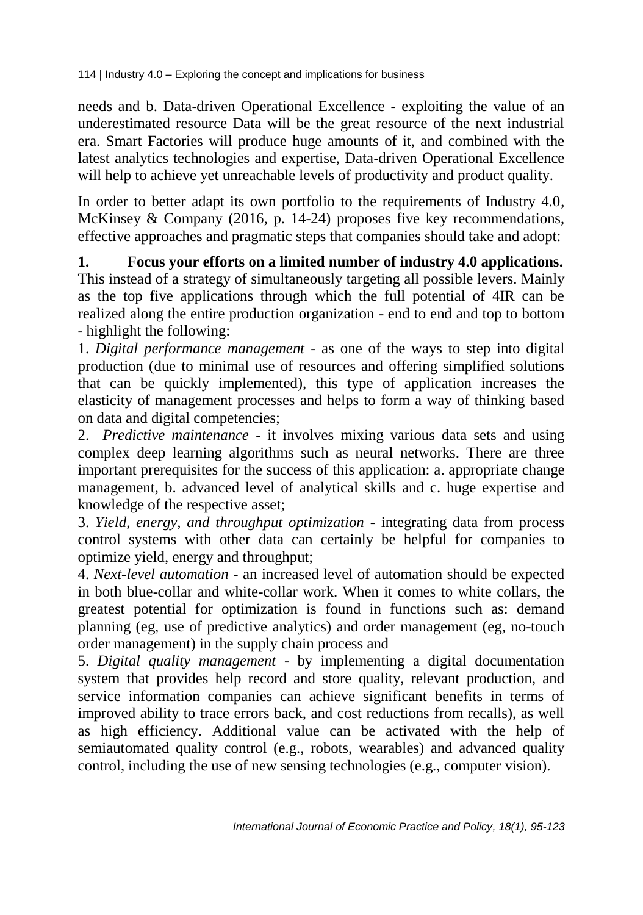needs and b. Data-driven Operational Excellence - exploiting the value of an underestimated resource Data will be the great resource of the next industrial era. Smart Factories will produce huge amounts of it, and combined with the latest analytics technologies and expertise, Data-driven Operational Excellence will help to achieve yet unreachable levels of productivity and product quality.

In order to better adapt its own portfolio to the requirements of Industry 4.0, McKinsey & Company (2016, p. 14-24) proposes five key recommendations, effective approaches and pragmatic steps that companies should take and adopt:

**1. Focus your efforts on a limited number of industry 4.0 applications.** This instead of a strategy of simultaneously targeting all possible levers. Mainly as the top five applications through which the full potential of 4IR can be realized along the entire production organization - end to end and top to bottom - highlight the following:

1. *Digital performance management* - as one of the ways to step into digital production (due to minimal use of resources and offering simplified solutions that can be quickly implemented), this type of application increases the elasticity of management processes and helps to form a way of thinking based on data and digital competencies;
2. *Predictive maintenance* - it involves mixing various data sets and using complex deep learning algorithms such as neural networks. There are three important prerequisites for the success of this application: a. appropriate change management, b. advanced level of analytical skills and c. huge expertise and knowledge of the respective asset;
3. *Yield, energy, and throughput optimization* - integrating data from process control systems with other data can certainly be helpful for companies to optimize yield, energy and throughput;
4. *Next-level automation* **-** an increased level of automation should be expected in both blue-collar and white-collar work. When it comes to white collars, the greatest potential for optimization is found in functions such as: demand planning (eg, use of predictive analytics) and order management (eg, no-touch order management) in the supply chain process and
5. *Digital quality management* - by implementing a digital documentation system that provides help record and store quality, relevant production, and service information companies can achieve significant benefits in terms of improved ability to trace errors back, and cost reductions from recalls), as well as high efficiency. Additional value can be activated with the help of semiautomated quality control (e.g., robots, wearables) and advanced quality control, including the use of new sensing technologies (e.g., computer vision).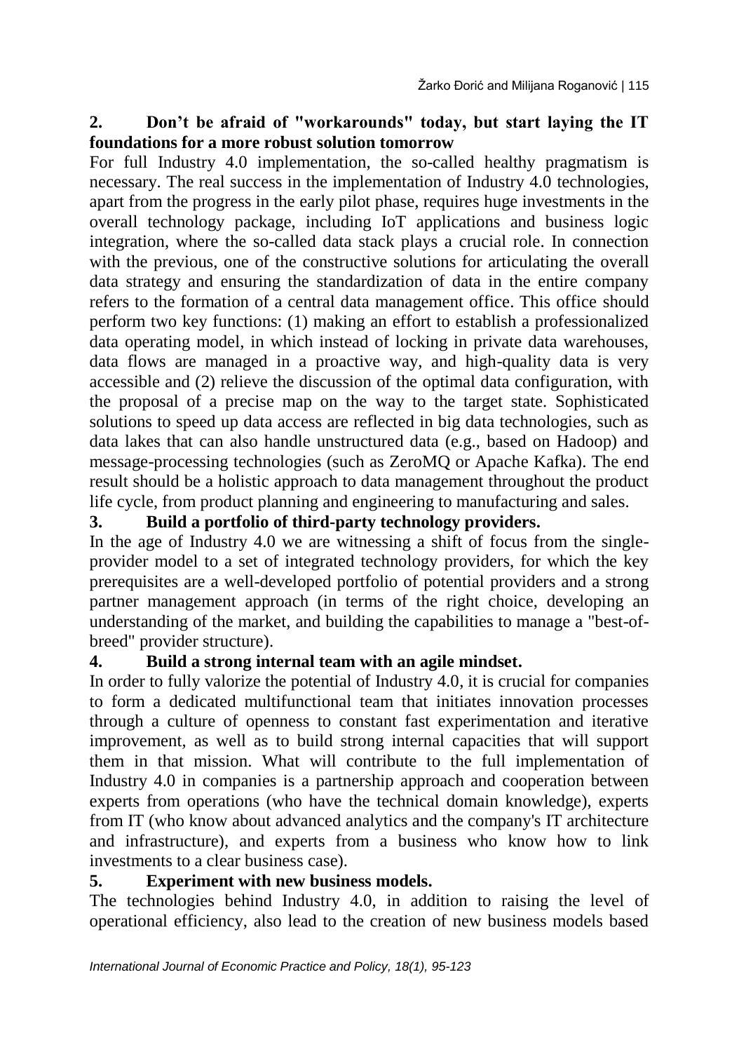**2. Don't be afraid of "workarounds" today, but start laying the IT foundations for a more robust solution tomorrow**

For full Industry 4.0 implementation, the so-called healthy pragmatism is necessary. The real success in the implementation of Industry 4.0 technologies, apart from the progress in the early pilot phase, requires huge investments in the overall technology package, including IoT applications and business logic integration, where the so-called data stack plays a crucial role. In connection with the previous, one of the constructive solutions for articulating the overall data strategy and ensuring the standardization of data in the entire company refers to the formation of a central data management office. This office should perform two key functions: (1) making an effort to establish a professionalized data operating model, in which instead of locking in private data warehouses, data flows are managed in a proactive way, and high-quality data is very accessible and (2) relieve the discussion of the optimal data configuration, with the proposal of a precise map on the way to the target state. Sophisticated solutions to speed up data access are reflected in big data technologies, such as data lakes that can also handle unstructured data (e.g., based on Hadoop) and message-processing technologies (such as ZeroMQ or Apache Kafka). The end result should be a holistic approach to data management throughout the product life cycle, from product planning and engineering to manufacturing and sales.

**3. Build a portfolio of third-party technology providers.**

In the age of Industry 4.0 we are witnessing a shift of focus from the single-provider model to a set of integrated technology providers, for which the key prerequisites are a well-developed portfolio of potential providers and a strong partner management approach (in terms of the right choice, developing an understanding of the market, and building the capabilities to manage a "best-of-breed" provider structure).

**4. Build a strong internal team with an agile mindset.**

In order to fully valorize the potential of Industry 4.0, it is crucial for companies to form a dedicated multifunctional team that initiates innovation processes through a culture of openness to constant fast experimentation and iterative improvement, as well as to build strong internal capacities that will support them in that mission. What will contribute to the full implementation of Industry 4.0 in companies is a partnership approach and cooperation between experts from operations (who have the technical domain knowledge), experts from IT (who know about advanced analytics and the company's IT architecture and infrastructure), and experts from a business who know how to link investments to a clear business case).

**5. Experiment with new business models.**

The technologies behind Industry 4.0, in addition to raising the level of operational efficiency, also lead to the creation of new business models based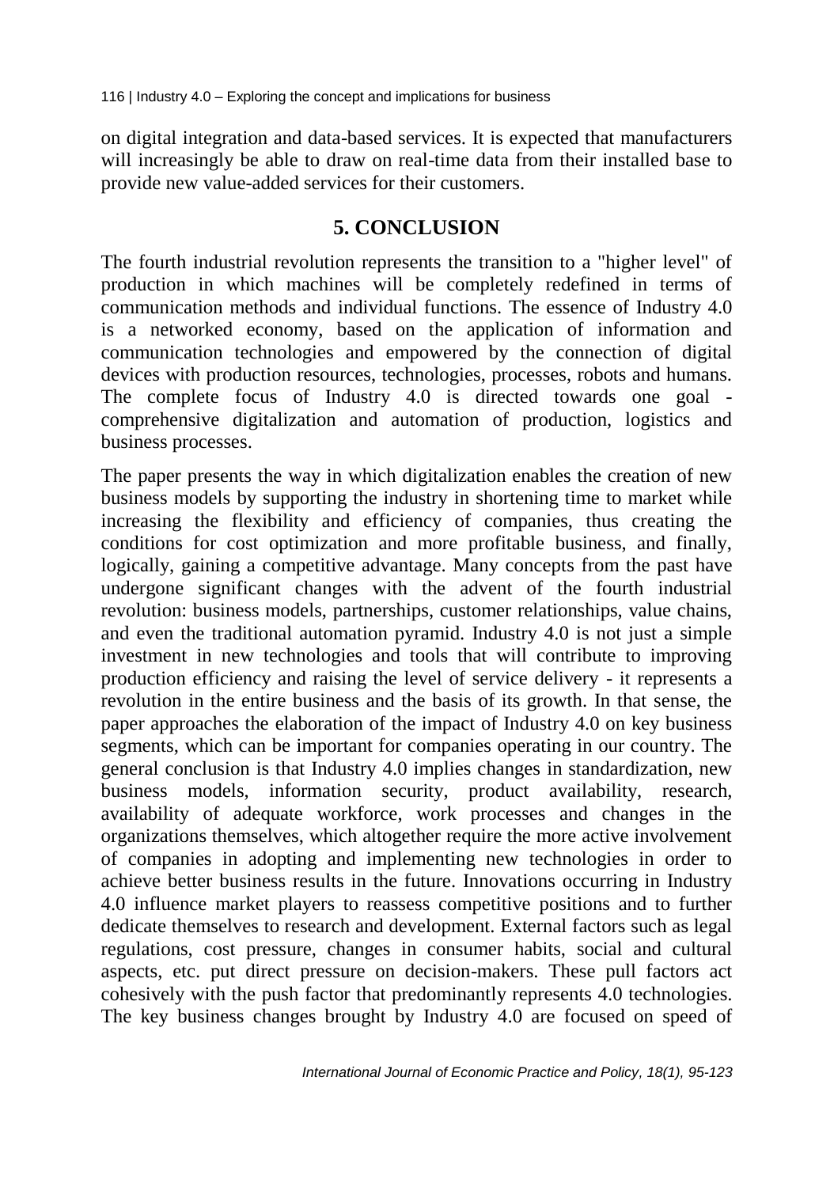on digital integration and data-based services. It is expected that manufacturers will increasingly be able to draw on real-time data from their installed base to provide new value-added services for their customers.

## 5. CONCLUSION

The fourth industrial revolution represents the transition to a "higher level" of production in which machines will be completely redefined in terms of communication methods and individual functions. The essence of Industry 4.0 is a networked economy, based on the application of information and communication technologies and empowered by the connection of digital devices with production resources, technologies, processes, robots and humans. The complete focus of Industry 4.0 is directed towards one goal - comprehensive digitalization and automation of production, logistics and business processes.

The paper presents the way in which digitalization enables the creation of new business models by supporting the industry in shortening time to market while increasing the flexibility and efficiency of companies, thus creating the conditions for cost optimization and more profitable business, and finally, logically, gaining a competitive advantage. Many concepts from the past have undergone significant changes with the advent of the fourth industrial revolution: business models, partnerships, customer relationships, value chains, and even the traditional automation pyramid. Industry 4.0 is not just a simple investment in new technologies and tools that will contribute to improving production efficiency and raising the level of service delivery - it represents a revolution in the entire business and the basis of its growth. In that sense, the paper approaches the elaboration of the impact of Industry 4.0 on key business segments, which can be important for companies operating in our country. The general conclusion is that Industry 4.0 implies changes in standardization, new business models, information security, product availability, research, availability of adequate workforce, work processes and changes in the organizations themselves, which altogether require the more active involvement of companies in adopting and implementing new technologies in order to achieve better business results in the future. Innovations occurring in Industry 4.0 influence market players to reassess competitive positions and to further dedicate themselves to research and development. External factors such as legal regulations, cost pressure, changes in consumer habits, social and cultural aspects, etc. put direct pressure on decision-makers. These pull factors act cohesively with the push factor that predominantly represents 4.0 technologies. The key business changes brought by Industry 4.0 are focused on speed of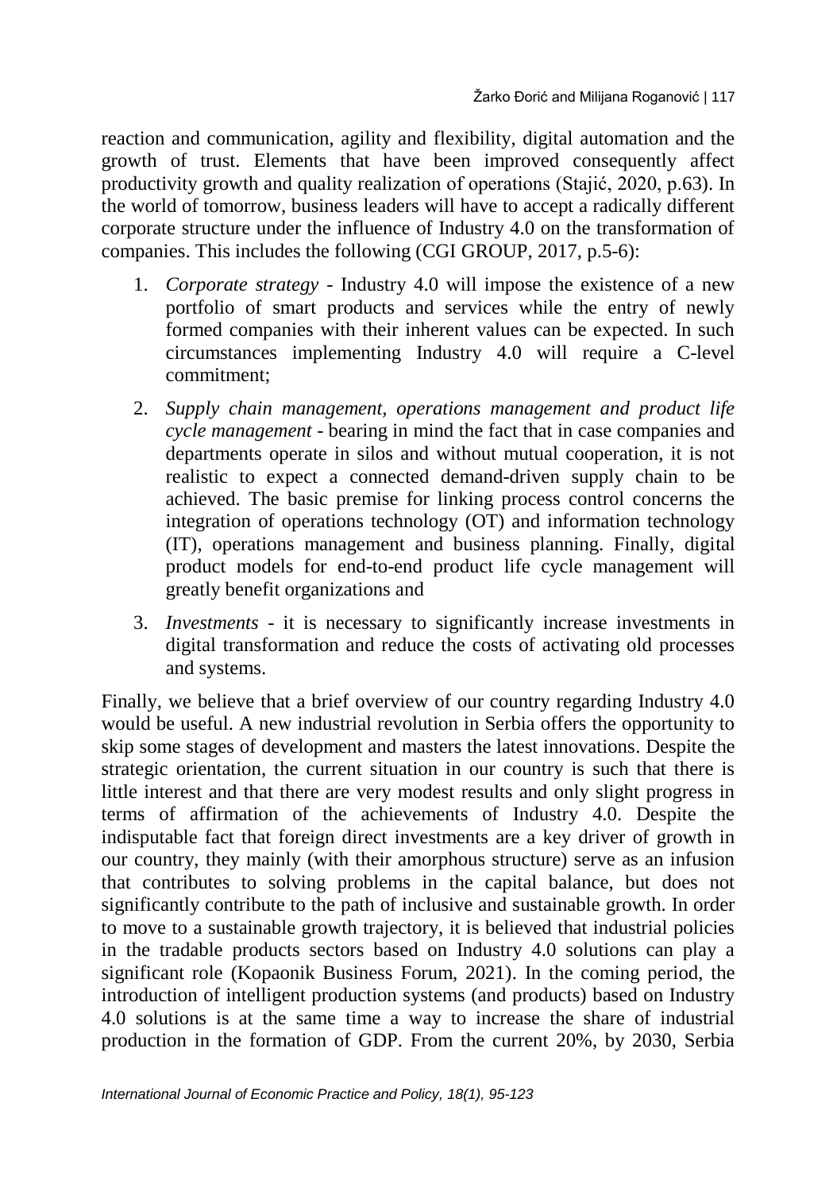reaction and communication, agility and flexibility, digital automation and the growth of trust. Elements that have been improved consequently affect productivity growth and quality realization of operations (Stajić, 2020, p.63). In the world of tomorrow, business leaders will have to accept a radically different corporate structure under the influence of Industry 4.0 on the transformation of companies. This includes the following (CGI GROUP, 2017, p.5-6):

1. *Corporate strategy* - Industry 4.0 will impose the existence of a new portfolio of smart products and services while the entry of newly formed companies with their inherent values can be expected. In such circumstances implementing Industry 4.0 will require a C-level commitment;
2. *Supply chain management, operations management and product life cycle management* - bearing in mind the fact that in case companies and departments operate in silos and without mutual cooperation, it is not realistic to expect a connected demand-driven supply chain to be achieved. The basic premise for linking process control concerns the integration of operations technology (OT) and information technology (IT), operations management and business planning. Finally, digital product models for end-to-end product life cycle management will greatly benefit organizations and
3. *Investments* - it is necessary to significantly increase investments in digital transformation and reduce the costs of activating old processes and systems.

Finally, we believe that a brief overview of our country regarding Industry 4.0 would be useful. A new industrial revolution in Serbia offers the opportunity to skip some stages of development and masters the latest innovations. Despite the strategic orientation, the current situation in our country is such that there is little interest and that there are very modest results and only slight progress in terms of affirmation of the achievements of Industry 4.0. Despite the indisputable fact that foreign direct investments are a key driver of growth in our country, they mainly (with their amorphous structure) serve as an infusion that contributes to solving problems in the capital balance, but does not significantly contribute to the path of inclusive and sustainable growth. In order to move to a sustainable growth trajectory, it is believed that industrial policies in the tradable products sectors based on Industry 4.0 solutions can play a significant role (Kopaonik Business Forum, 2021). In the coming period, the introduction of intelligent production systems (and products) based on Industry 4.0 solutions is at the same time a way to increase the share of industrial production in the formation of GDP. From the current 20%, by 2030, Serbia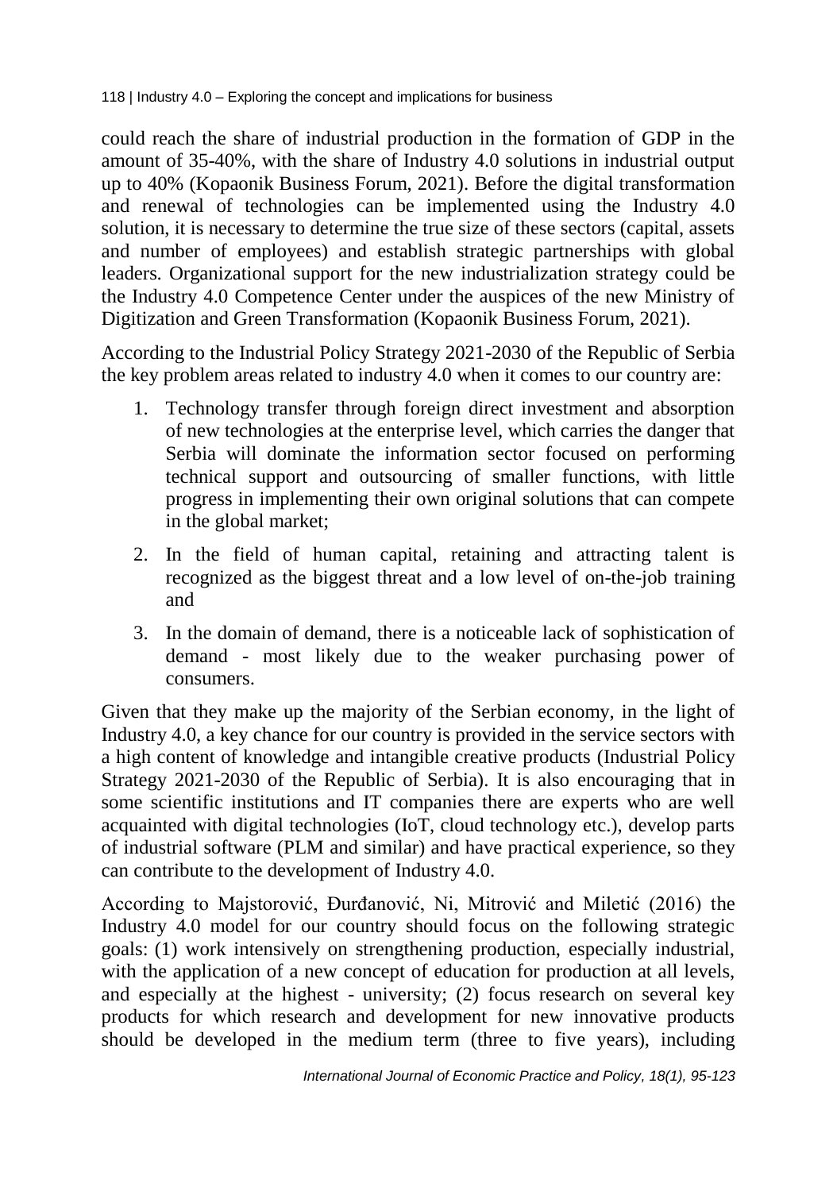could reach the share of industrial production in the formation of GDP in the amount of 35-40%, with the share of Industry 4.0 solutions in industrial output up to 40% (Kopaonik Business Forum, 2021). Before the digital transformation and renewal of technologies can be implemented using the Industry 4.0 solution, it is necessary to determine the true size of these sectors (capital, assets and number of employees) and establish strategic partnerships with global leaders. Organizational support for the new industrialization strategy could be the Industry 4.0 Competence Center under the auspices of the new Ministry of Digitization and Green Transformation (Kopaonik Business Forum, 2021).

According to the Industrial Policy Strategy 2021-2030 of the Republic of Serbia the key problem areas related to industry 4.0 when it comes to our country are:

1. Technology transfer through foreign direct investment and absorption of new technologies at the enterprise level, which carries the danger that Serbia will dominate the information sector focused on performing technical support and outsourcing of smaller functions, with little progress in implementing their own original solutions that can compete in the global market;
2. In the field of human capital, retaining and attracting talent is recognized as the biggest threat and a low level of on-the-job training and
3. In the domain of demand, there is a noticeable lack of sophistication of demand - most likely due to the weaker purchasing power of consumers.

Given that they make up the majority of the Serbian economy, in the light of Industry 4.0, a key chance for our country is provided in the service sectors with a high content of knowledge and intangible creative products (Industrial Policy Strategy 2021-2030 of the Republic of Serbia). It is also encouraging that in some scientific institutions and IT companies there are experts who are well acquainted with digital technologies (IoT, cloud technology etc.), develop parts of industrial software (PLM and similar) and have practical experience, so they can contribute to the development of Industry 4.0.

According to Majstorović, Đurđanović, Ni, Mitrović and Miletić (2016) the Industry 4.0 model for our country should focus on the following strategic goals: (1) work intensively on strengthening production, especially industrial, with the application of a new concept of education for production at all levels, and especially at the highest - university; (2) focus research on several key products for which research and development for new innovative products should be developed in the medium term (three to five years), including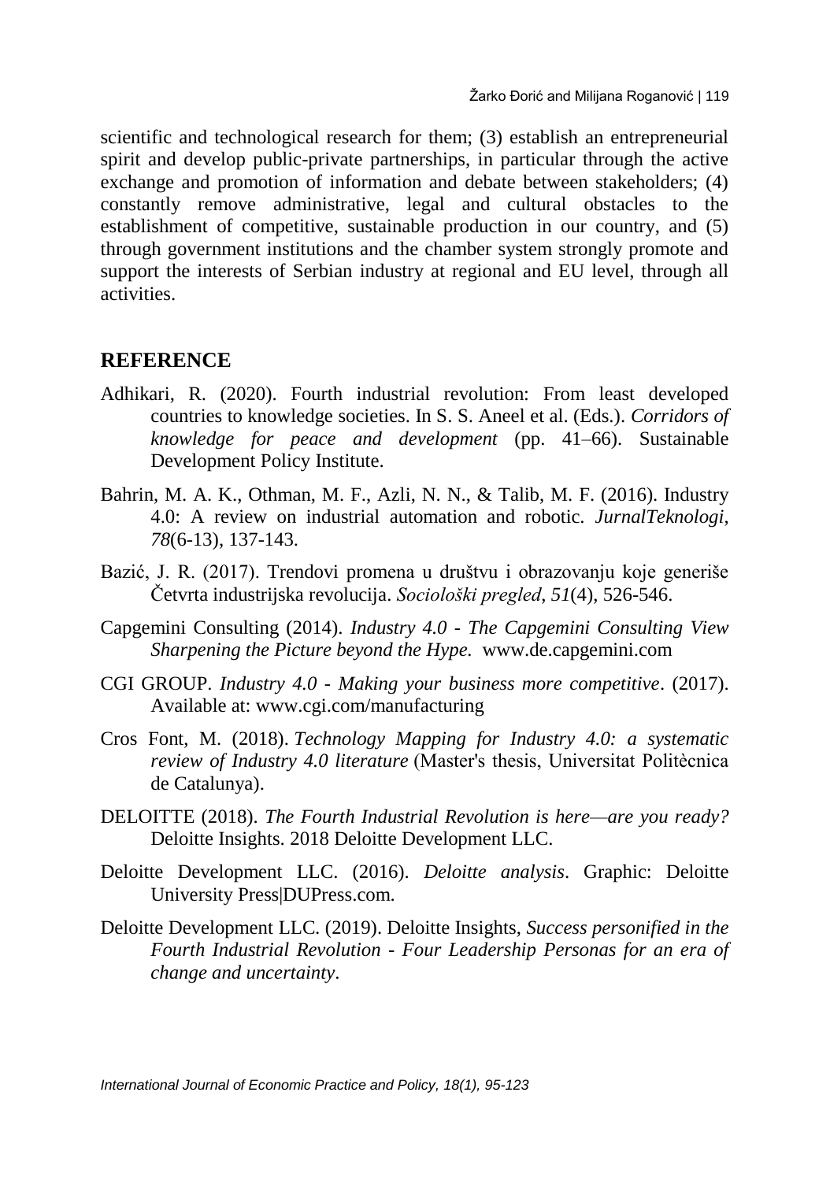scientific and technological research for them; (3) establish an entrepreneurial spirit and develop public-private partnerships, in particular through the active exchange and promotion of information and debate between stakeholders; (4) constantly remove administrative, legal and cultural obstacles to the establishment of competitive, sustainable production in our country, and (5) through government institutions and the chamber system strongly promote and support the interests of Serbian industry at regional and EU level, through all activities.

## REFERENCE

Adhikari, R. (2020). Fourth industrial revolution: From least developed countries to knowledge societies. In S. S. Aneel et al. (Eds.). *Corridors of knowledge for peace and development* (pp. 41–66). Sustainable Development Policy Institute.

Bahrin, M. A. K., Othman, M. F., Azli, N. N., & Talib, M. F. (2016). Industry 4.0: A review on industrial automation and robotic. *JurnalTeknologi*, *78*(6-13), 137-143.

Bazić, J. R. (2017). Trendovi promena u društvu i obrazovanju koje generiše Četvrta industrijska revolucija. *Sociološki pregled*, *51*(4), 526-546.

Capgemini Consulting (2014). *Industry 4.0 - The Capgemini Consulting View Sharpening the Picture beyond the Hype.* www.de.capgemini.com

CGI GROUP. *Industry 4.0 - Making your business more competitive*. (2017). Available at: www.cgi.com/manufacturing

Cros Font, M. (2018). *Technology Mapping for Industry 4.0: a systematic review of Industry 4.0 literature* (Master's thesis, Universitat Politècnica de Catalunya).

DELOITTE (2018). *The Fourth Industrial Revolution is here—are you ready?* Deloitte Insights. 2018 Deloitte Development LLC.

Deloitte Development LLC. (2016). *Deloitte analysis*. Graphic: Deloitte University Press|DUPress.com.

Deloitte Development LLC. (2019). Deloitte Insights, *Success personified in the Fourth Industrial Revolution - Four Leadership Personas for an era of change and uncertainty*.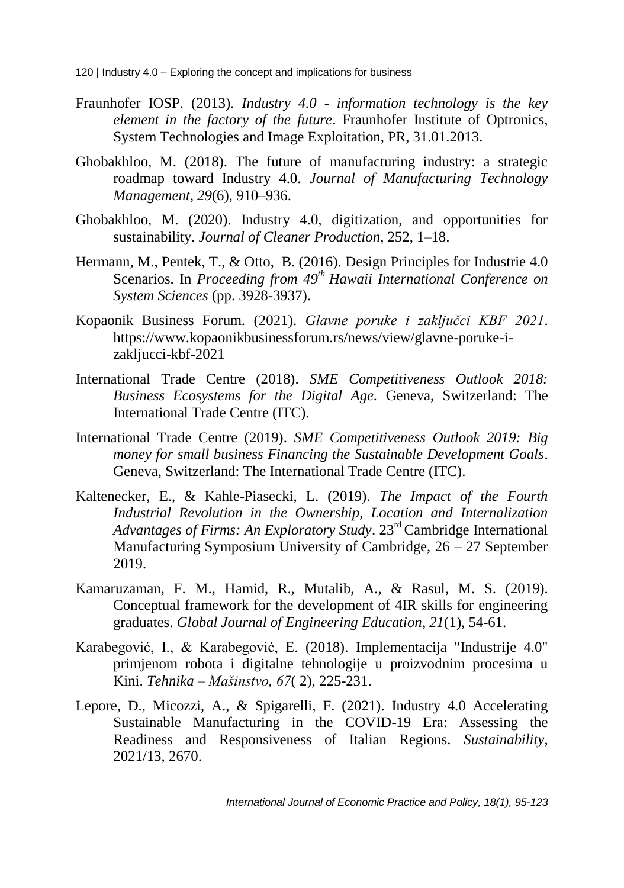Fraunhofer IOSP. (2013). *Industry 4.0 - information technology is the key element in the factory of the future*. Fraunhofer Institute of Optronics, System Technologies and Image Exploitation, PR, 31.01.2013.

Ghobakhloo, M. (2018). The future of manufacturing industry: a strategic roadmap toward Industry 4.0. *Journal of Manufacturing Technology Management*, *29*(6), 910–936.

Ghobakhloo, M. (2020). Industry 4.0, digitization, and opportunities for sustainability. *Journal of Cleaner Production*, 252, 1–18.

Hermann, M., Pentek, T., & Otto, B. (2016). Design Principles for Industrie 4.0 Scenarios. In *Proceeding from 49th Hawaii International Conference on System Sciences* (pp. 3928-3937).

Kopaonik Business Forum. (2021). *Glavne poruke i zaključci KBF 2021*. https://www.kopaonikbusinessforum.rs/news/view/glavne-poruke-i-zakljucci-kbf-2021

International Trade Centre (2018). *SME Competitiveness Outlook 2018: Business Ecosystems for the Digital Age*. Geneva, Switzerland: The International Trade Centre (ITC).

International Trade Centre (2019). *SME Competitiveness Outlook 2019: Big money for small business Financing the Sustainable Development Goals*. Geneva, Switzerland: The International Trade Centre (ITC).

Kaltenecker, E., & Kahle-Piasecki, L. (2019). *The Impact of the Fourth Industrial Revolution in the Ownership, Location and Internalization Advantages of Firms: An Exploratory Study*. 23rd Cambridge International Manufacturing Symposium University of Cambridge, 26 – 27 September 2019.

Kamaruzaman, F. M., Hamid, R., Mutalib, A., & Rasul, M. S. (2019). Conceptual framework for the development of 4IR skills for engineering graduates. *Global Journal of Engineering Education*, *21*(1), 54-61.

Karabegović, I., & Karabegović, E. (2018). Implementacija "Industrije 4.0" primjenom robota i digitalne tehnologije u proizvodnim procesima u Kini. *Tehnika – Mašinstvo, 67*( 2), 225-231.

Lepore, D., Micozzi, A., & Spigarelli, F. (2021). Industry 4.0 Accelerating Sustainable Manufacturing in the COVID-19 Era: Assessing the Readiness and Responsiveness of Italian Regions. *Sustainability*, 2021/13, 2670.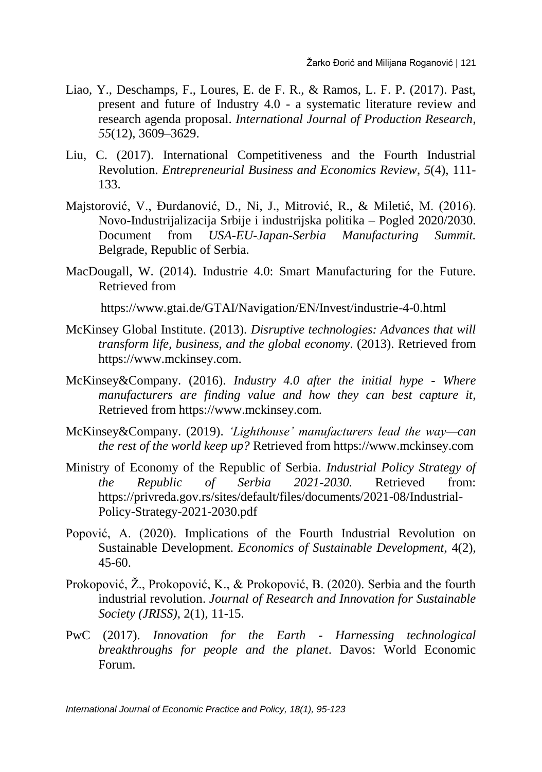Liao, Y., Deschamps, F., Loures, E. de F. R., & Ramos, L. F. P. (2017). Past, present and future of Industry 4.0 - a systematic literature review and research agenda proposal. *International Journal of Production Research*, *55*(12), 3609–3629.

Liu, C. (2017). International Competitiveness and the Fourth Industrial Revolution. *Entrepreneurial Business and Economics Review*, *5*(4), 111-133.

Majstorović, V., Đurđanović, D., Ni, J., Mitrović, R., & Miletić, M. (2016). Novo-Industrijalizacija Srbije i industrijska politika – Pogled 2020/2030. Document from *USA-EU-Japan-Serbia Manufacturing Summit.* Belgrade, Republic of Serbia.

MacDougall, W. (2014). Industrie 4.0: Smart Manufacturing for the Future. Retrieved from

https://www.gtai.de/GTAI/Navigation/EN/Invest/industrie-4-0.html

McKinsey Global Institute. (2013). *Disruptive technologies: Advances that will transform life, business, and the global economy*. (2013). Retrieved from https://www.mckinsey.com.

McKinsey&Company. (2016). *Industry 4.0 after the initial hype - Where manufacturers are finding value and how they can best capture it*, Retrieved from https://www.mckinsey.com.

McKinsey&Company. (2019). *'Lighthouse' manufacturers lead the way—can the rest of the world keep up?* Retrieved from https://www.mckinsey.com

Ministry of Economy of the Republic of Serbia. *Industrial Policy Strategy of the Republic of Serbia 2021-2030.* Retrieved from: https://privreda.gov.rs/sites/default/files/documents/2021-08/Industrial-Policy-Strategy-2021-2030.pdf

Popović, A. (2020). Implications of the Fourth Industrial Revolution on Sustainable Development. *Economics of Sustainable Development*, 4(2), 45-60.

Prokopović, Ž., Prokopović, K., & Prokopović, B. (2020). Serbia and the fourth industrial revolution. *Journal of Research and Innovation for Sustainable Society (JRISS)*, 2(1), 11-15.

PwC (2017). *Innovation for the Earth - Harnessing technological breakthroughs for people and the planet*. Davos: World Economic Forum.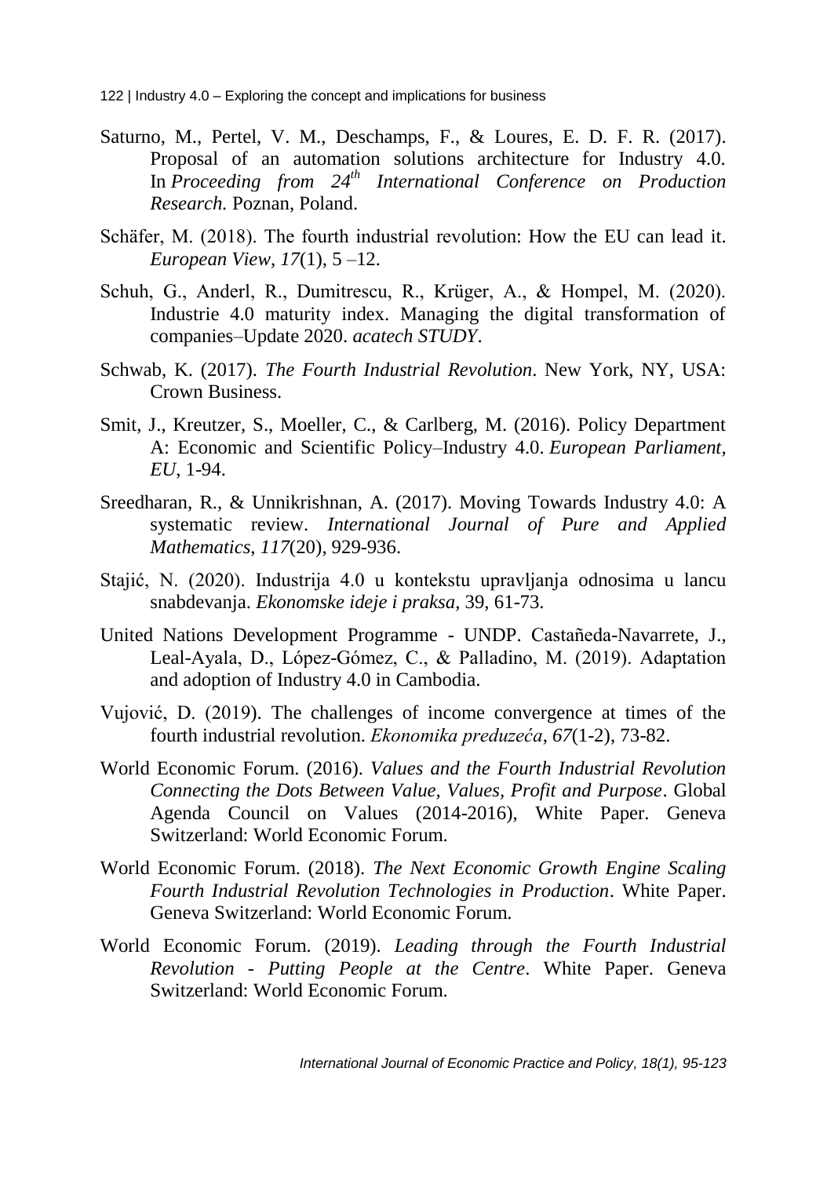Saturno, M., Pertel, V. M., Deschamps, F., & Loures, E. D. F. R. (2017). Proposal of an automation solutions architecture for Industry 4.0. In *Proceeding from 24th International Conference on Production Research.* Poznan, Poland.

Schäfer, M. (2018). The fourth industrial revolution: How the EU can lead it. *European View*, *17*(1), 5 –12.

Schuh, G., Anderl, R., Dumitrescu, R., Krüger, A., & Hompel, M. (2020). Industrie 4.0 maturity index. Managing the digital transformation of companies–Update 2020. *acatech STUDY*.

Schwab, K. (2017). *The Fourth Industrial Revolution*. New York, NY, USA: Crown Business.

Smit, J., Kreutzer, S., Moeller, C., & Carlberg, M. (2016). Policy Department A: Economic and Scientific Policy–Industry 4.0. *European Parliament, EU*, 1-94.

Sreedharan, R., & Unnikrishnan, A. (2017). Moving Towards Industry 4.0: A systematic review. *International Journal of Pure and Applied Mathematics*, *117*(20), 929-936.

Stajić, N. (2020). Industrija 4.0 u kontekstu upravljanja odnosima u lancu snabdevanja. *Ekonomske ideje i praksa*, 39, 61-73.

United Nations Development Programme - UNDP. Castañeda-Navarrete, J., Leal-Ayala, D., López-Gómez, C., & Palladino, M. (2019). Adaptation and adoption of Industry 4.0 in Cambodia.

Vujović, D. (2019). The challenges of income convergence at times of the fourth industrial revolution. *Ekonomika preduzeća*, *67*(1-2), 73-82.

World Economic Forum. (2016). *Values and the Fourth Industrial Revolution Connecting the Dots Between Value, Values, Profit and Purpose*. Global Agenda Council on Values (2014-2016), White Paper. Geneva Switzerland: World Economic Forum.

World Economic Forum. (2018). *The Next Economic Growth Engine Scaling Fourth Industrial Revolution Technologies in Production*. White Paper. Geneva Switzerland: World Economic Forum.

World Economic Forum. (2019). *Leading through the Fourth Industrial Revolution - Putting People at the Centre*. White Paper. Geneva Switzerland: World Economic Forum.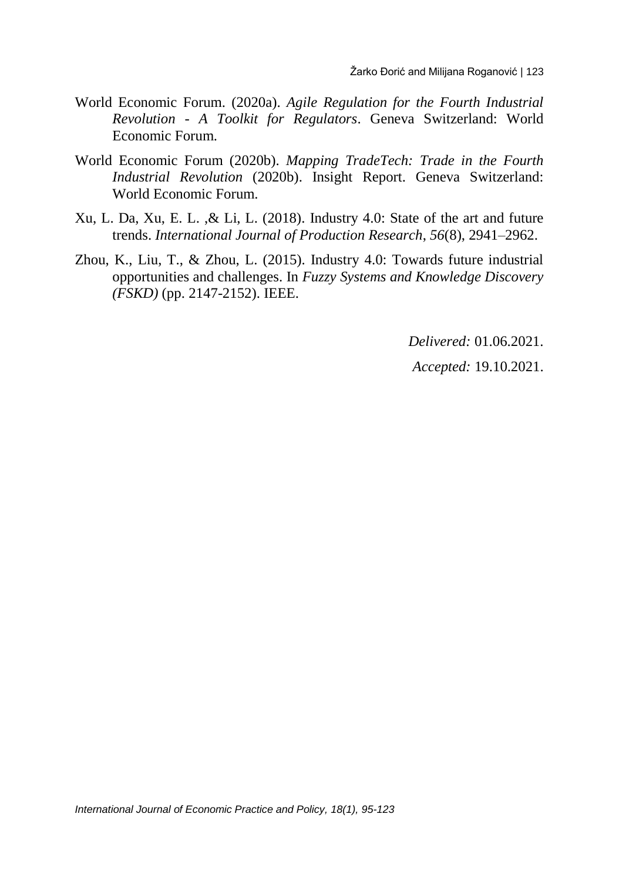World Economic Forum. (2020a). *Agile Regulation for the Fourth Industrial Revolution - A Toolkit for Regulators*. Geneva Switzerland: World Economic Forum.

World Economic Forum (2020b). *Mapping TradeTech: Trade in the Fourth Industrial Revolution* (2020b). Insight Report. Geneva Switzerland: World Economic Forum.

Xu, L. Da, Xu, E. L. ,& Li, L. (2018). Industry 4.0: State of the art and future trends. *International Journal of Production Research*, *56*(8), 2941–2962.

Zhou, K., Liu, T., & Zhou, L. (2015). Industry 4.0: Towards future industrial opportunities and challenges. In *Fuzzy Systems and Knowledge Discovery (FSKD)* (pp. 2147-2152). IEEE.

*Delivered:* 01.06.2021.

*Accepted:* 19.10.2021.